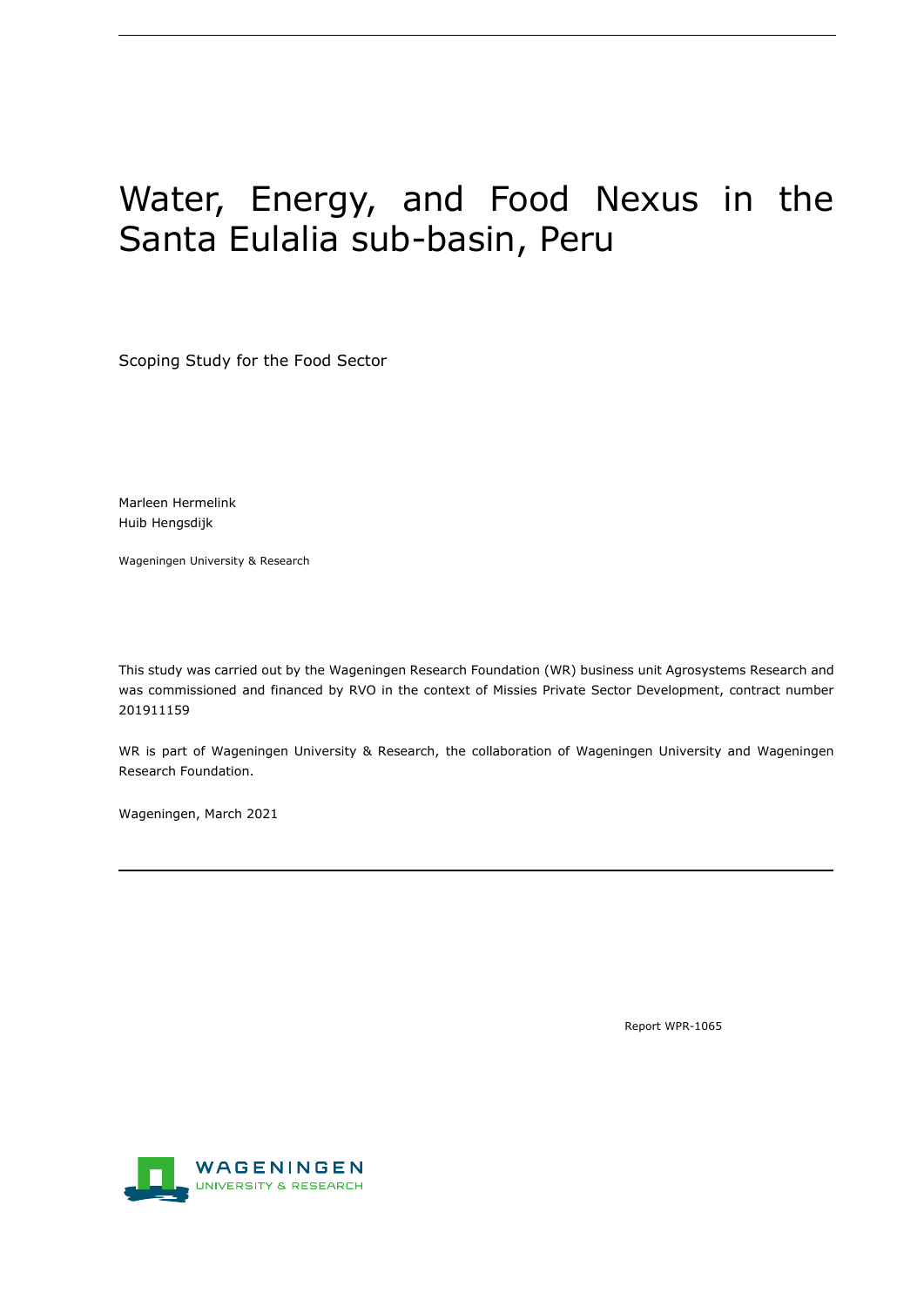# Water, Energy, and Food Nexus in the Santa Eulalia sub-basin, Peru

Scoping Study for the Food Sector

Marleen Hermelink
Huib Hengsdijk

Wageningen University & Research

This study was carried out by the Wageningen Research Foundation (WR) business unit Agrosystems Research and was commissioned and financed by RVO in the context of Missies Private Sector Development, contract number 201911159

WR is part of Wageningen University & Research, the collaboration of Wageningen University and Wageningen Research Foundation.

Wageningen, March 2021

Report WPR-1065

WAGENINGEN UNIVERSITY & RESEARCH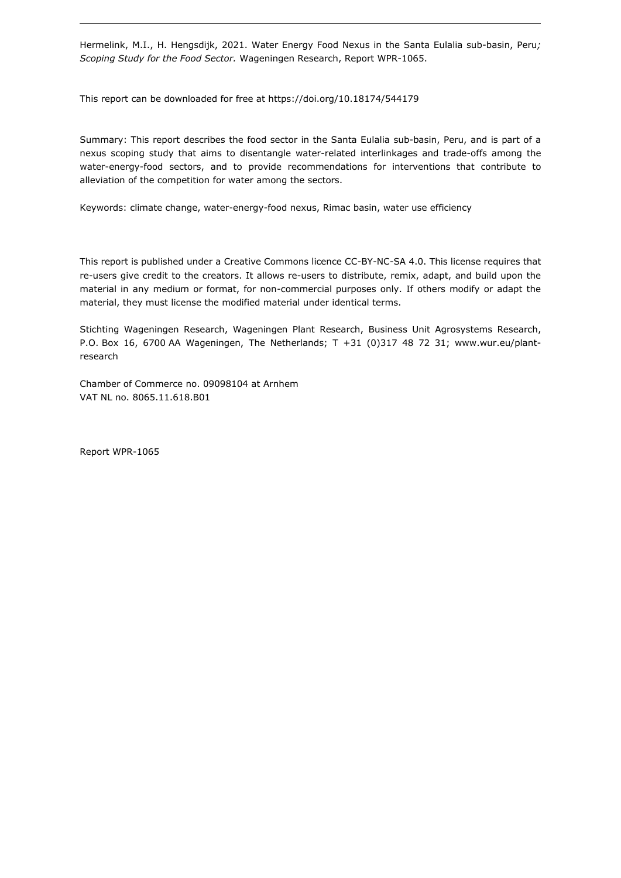Hermelink, M.I., H. Hengsdijk, 2021. Water Energy Food Nexus in the Santa Eulalia sub-basin, Peru*; Scoping Study for the Food Sector.* Wageningen Research, Report WPR-1065.

This report can be downloaded for free at https://doi.org/10.18174/544179

Summary: This report describes the food sector in the Santa Eulalia sub-basin, Peru, and is part of a nexus scoping study that aims to disentangle water-related interlinkages and trade-offs among the water-energy-food sectors, and to provide recommendations for interventions that contribute to alleviation of the competition for water among the sectors.

Keywords: climate change, water-energy-food nexus, Rimac basin, water use efficiency

This report is published under a Creative Commons licence CC-BY-NC-SA 4.0. This license requires that re-users give credit to the creators. It allows re-users to distribute, remix, adapt, and build upon the material in any medium or format, for non-commercial purposes only. If others modify or adapt the material, they must license the modified material under identical terms.

Stichting Wageningen Research, Wageningen Plant Research, Business Unit Agrosystems Research, P.O. Box 16, 6700 AA Wageningen, The Netherlands; T +31 (0)317 48 72 31; www.wur.eu/plant-research

Chamber of Commerce no. 09098104 at Arnhem
VAT NL no. 8065.11.618.B01

Report WPR-1065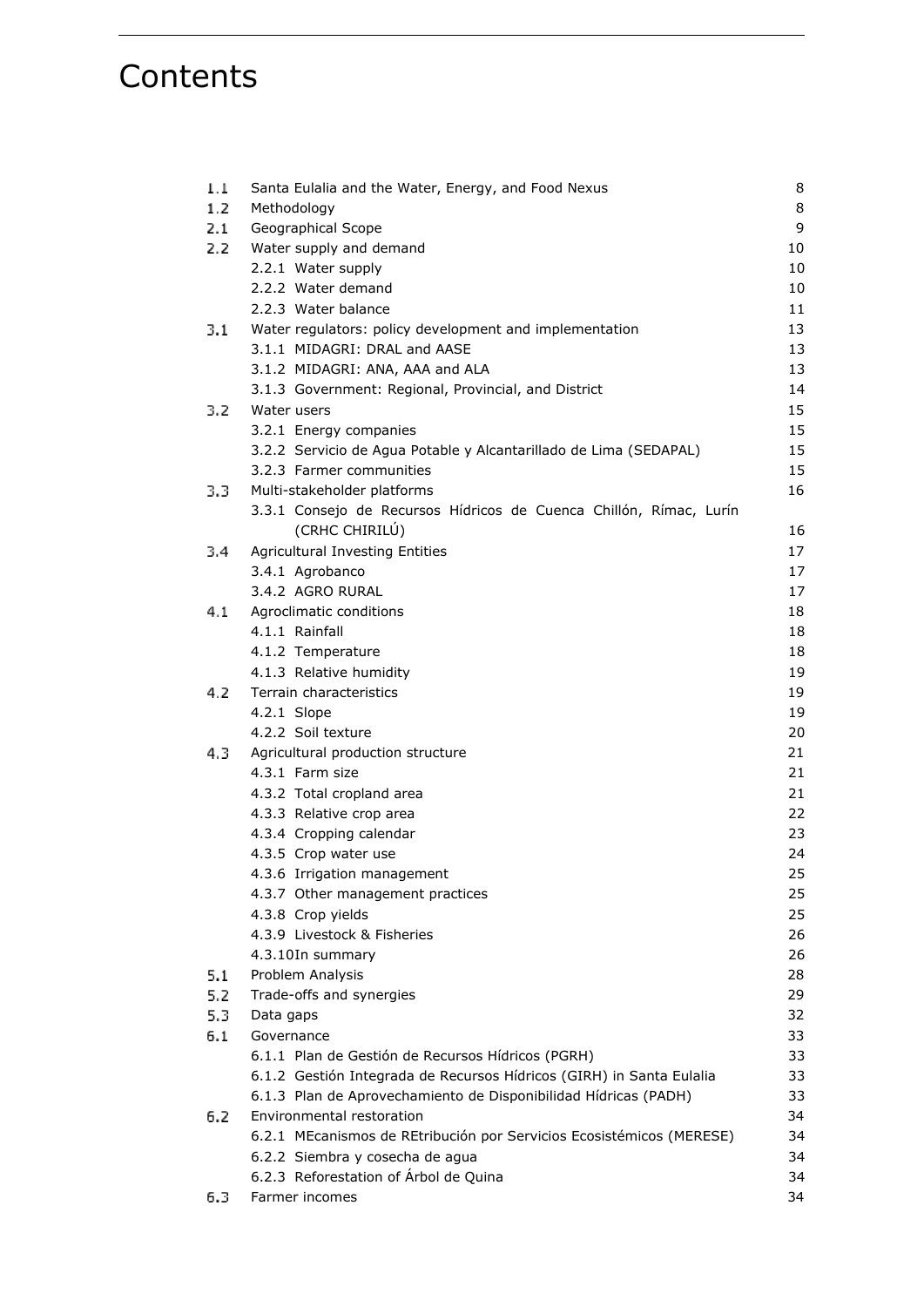# Contents

| | | |
|---|---|---|
| 1.1 | Santa Eulalia and the Water, Energy, and Food Nexus | 8 |
| 1.2 | Methodology | 8 |
| 2.1 | Geographical Scope | 9 |
| 2.2 | Water supply and demand | 10 |
| | 2.2.1 Water supply | 10 |
| | 2.2.2 Water demand | 10 |
| | 2.2.3 Water balance | 11 |
| 3.1 | Water regulators: policy development and implementation | 13 |
| | 3.1.1 MIDAGRI: DRAL and AASE | 13 |
| | 3.1.2 MIDAGRI: ANA, AAA and ALA | 13 |
| | 3.1.3 Government: Regional, Provincial, and District | 14 |
| 3.2 | Water users | 15 |
| | 3.2.1 Energy companies | 15 |
| | 3.2.2 Servicio de Agua Potable y Alcantarillado de Lima (SEDAPAL) | 15 |
| | 3.2.3 Farmer communities | 15 |
| 3.3 | Multi-stakeholder platforms | 16 |
| | 3.3.1 Consejo de Recursos Hídricos de Cuenca Chillón, Rímac, Lurín (CRHC CHIRILÚ) | 16 |
| 3.4 | Agricultural Investing Entities | 17 |
| | 3.4.1 Agrobanco | 17 |
| | 3.4.2 AGRO RURAL | 17 |
| 4.1 | Agroclimatic conditions | 18 |
| | 4.1.1 Rainfall | 18 |
| | 4.1.2 Temperature | 18 |
| | 4.1.3 Relative humidity | 19 |
| 4.2 | Terrain characteristics | 19 |
| | 4.2.1 Slope | 19 |
| | 4.2.2 Soil texture | 20 |
| 4.3 | Agricultural production structure | 21 |
| | 4.3.1 Farm size | 21 |
| | 4.3.2 Total cropland area | 21 |
| | 4.3.3 Relative crop area | 22 |
| | 4.3.4 Cropping calendar | 23 |
| | 4.3.5 Crop water use | 24 |
| | 4.3.6 Irrigation management | 25 |
| | 4.3.7 Other management practices | 25 |
| | 4.3.8 Crop yields | 25 |
| | 4.3.9 Livestock & Fisheries | 26 |
| | 4.3.10 In summary | 26 |
| 5.1 | Problem Analysis | 28 |
| 5.2 | Trade-offs and synergies | 29 |
| 5.3 | Data gaps | 32 |
| 6.1 | Governance | 33 |
| | 6.1.1 Plan de Gestión de Recursos Hídricos (PGRH) | 33 |
| | 6.1.2 Gestión Integrada de Recursos Hídricos (GIRH) in Santa Eulalia | 33 |
| | 6.1.3 Plan de Aprovechamiento de Disponibilidad Hídricas (PADH) | 33 |
| 6.2 | Environmental restoration | 34 |
| | 6.2.1 MEcanismos de REtribución por Servicios Ecosistémicos (MERESE) | 34 |
| | 6.2.2 Siembra y cosecha de agua | 34 |
| | 6.2.3 Reforestation of Árbol de Quina | 34 |
| 6.3 | Farmer incomes | 34 |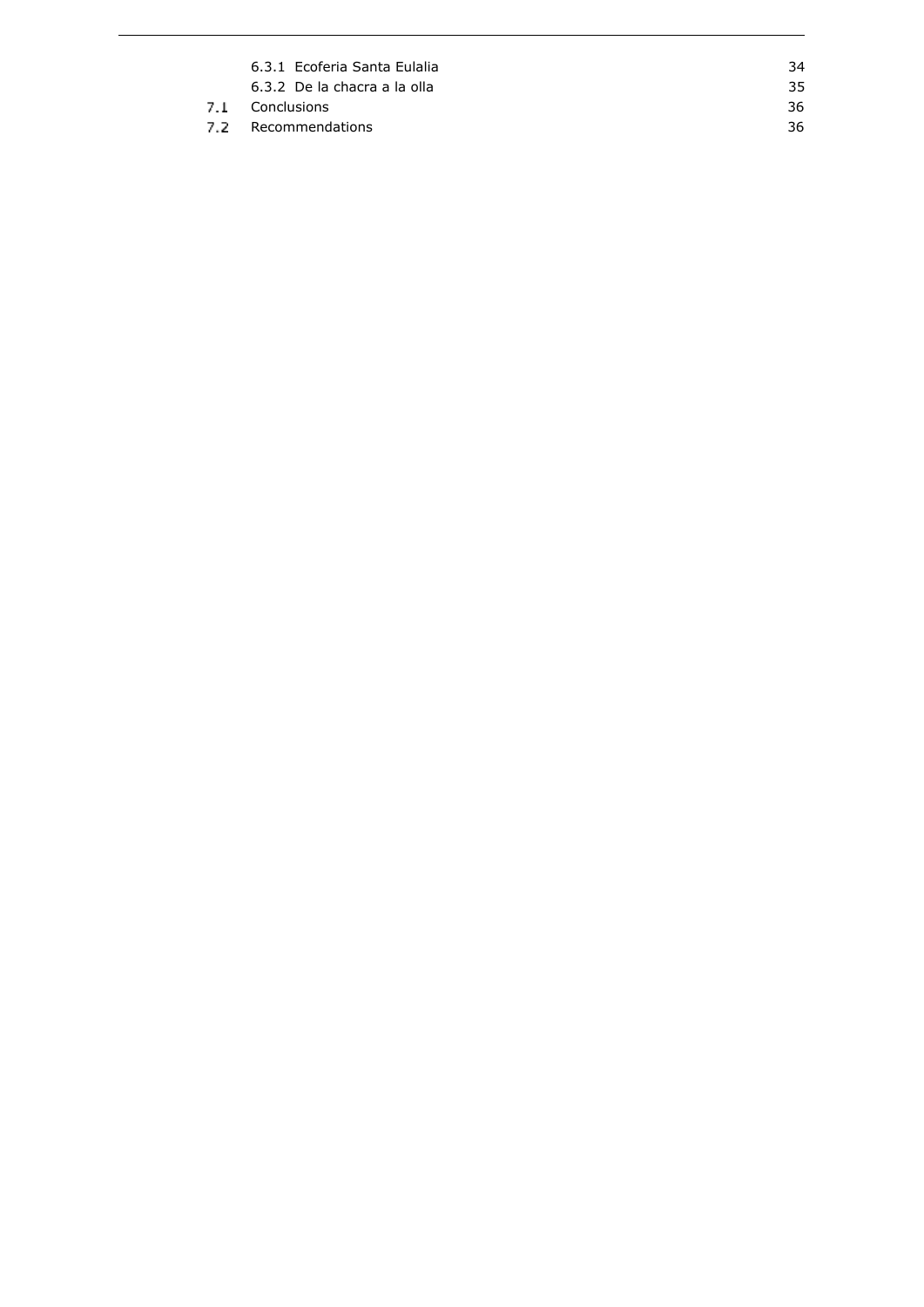6.3.1 Ecoferia Santa Eulalia 34

6.3.2 De la chacra a la olla 35

7.1 Conclusions 36

7.2 Recommendations 36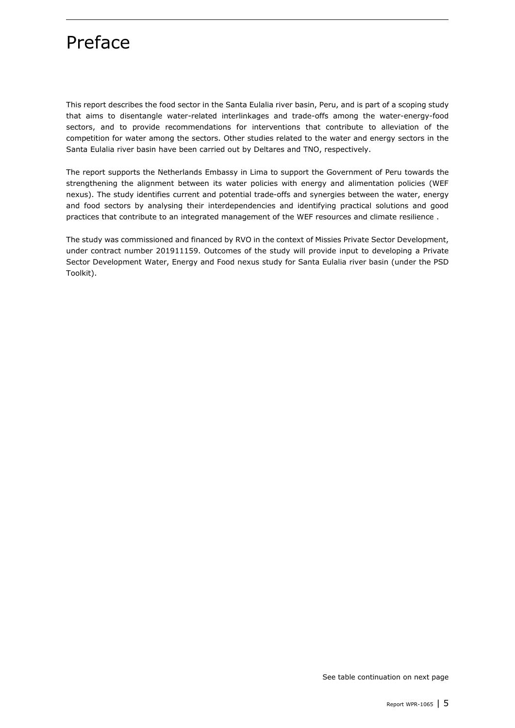# Preface

This report describes the food sector in the Santa Eulalia river basin, Peru, and is part of a scoping study that aims to disentangle water-related interlinkages and trade-offs among the water-energy-food sectors, and to provide recommendations for interventions that contribute to alleviation of the competition for water among the sectors. Other studies related to the water and energy sectors in the Santa Eulalia river basin have been carried out by Deltares and TNO, respectively.

The report supports the Netherlands Embassy in Lima to support the Government of Peru towards the strengthening the alignment between its water policies with energy and alimentation policies (WEF nexus). The study identifies current and potential trade-offs and synergies between the water, energy and food sectors by analysing their interdependencies and identifying practical solutions and good practices that contribute to an integrated management of the WEF resources and climate resilience .

The study was commissioned and financed by RVO in the context of Missies Private Sector Development, under contract number 201911159. Outcomes of the study will provide input to developing a Private Sector Development Water, Energy and Food nexus study for Santa Eulalia river basin (under the PSD Toolkit).

See table continuation on next page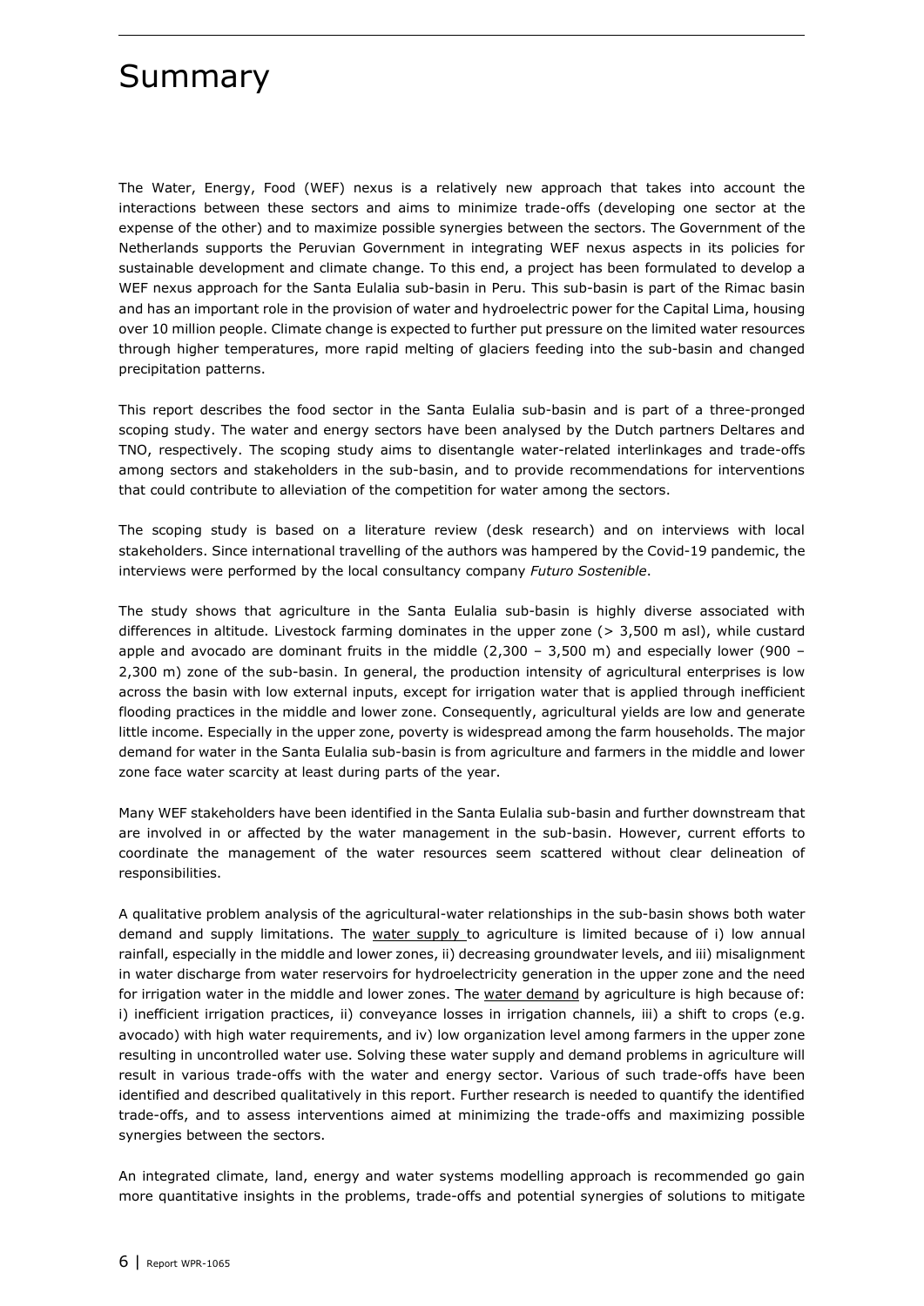# Summary

The Water, Energy, Food (WEF) nexus is a relatively new approach that takes into account the interactions between these sectors and aims to minimize trade-offs (developing one sector at the expense of the other) and to maximize possible synergies between the sectors. The Government of the Netherlands supports the Peruvian Government in integrating WEF nexus aspects in its policies for sustainable development and climate change. To this end, a project has been formulated to develop a WEF nexus approach for the Santa Eulalia sub-basin in Peru. This sub-basin is part of the Rimac basin and has an important role in the provision of water and hydroelectric power for the Capital Lima, housing over 10 million people. Climate change is expected to further put pressure on the limited water resources through higher temperatures, more rapid melting of glaciers feeding into the sub-basin and changed precipitation patterns.

This report describes the food sector in the Santa Eulalia sub-basin and is part of a three-pronged scoping study. The water and energy sectors have been analysed by the Dutch partners Deltares and TNO, respectively. The scoping study aims to disentangle water-related interlinkages and trade-offs among sectors and stakeholders in the sub-basin, and to provide recommendations for interventions that could contribute to alleviation of the competition for water among the sectors.

The scoping study is based on a literature review (desk research) and on interviews with local stakeholders. Since international travelling of the authors was hampered by the Covid-19 pandemic, the interviews were performed by the local consultancy company *Futuro Sostenible*.

The study shows that agriculture in the Santa Eulalia sub-basin is highly diverse associated with differences in altitude. Livestock farming dominates in the upper zone (> 3,500 m asl), while custard apple and avocado are dominant fruits in the middle (2,300 – 3,500 m) and especially lower (900 – 2,300 m) zone of the sub-basin. In general, the production intensity of agricultural enterprises is low across the basin with low external inputs, except for irrigation water that is applied through inefficient flooding practices in the middle and lower zone. Consequently, agricultural yields are low and generate little income. Especially in the upper zone, poverty is widespread among the farm households. The major demand for water in the Santa Eulalia sub-basin is from agriculture and farmers in the middle and lower zone face water scarcity at least during parts of the year.

Many WEF stakeholders have been identified in the Santa Eulalia sub-basin and further downstream that are involved in or affected by the water management in the sub-basin. However, current efforts to coordinate the management of the water resources seem scattered without clear delineation of responsibilities.

A qualitative problem analysis of the agricultural-water relationships in the sub-basin shows both water demand and supply limitations. The <u>water supply</u> to agriculture is limited because of i) low annual rainfall, especially in the middle and lower zones, ii) decreasing groundwater levels, and iii) misalignment in water discharge from water reservoirs for hydroelectricity generation in the upper zone and the need for irrigation water in the middle and lower zones. The <u>water demand</u> by agriculture is high because of: i) inefficient irrigation practices, ii) conveyance losses in irrigation channels, iii) a shift to crops (e.g. avocado) with high water requirements, and iv) low organization level among farmers in the upper zone resulting in uncontrolled water use. Solving these water supply and demand problems in agriculture will result in various trade-offs with the water and energy sector. Various of such trade-offs have been identified and described qualitatively in this report. Further research is needed to quantify the identified trade-offs, and to assess interventions aimed at minimizing the trade-offs and maximizing possible synergies between the sectors.

An integrated climate, land, energy and water systems modelling approach is recommended go gain more quantitative insights in the problems, trade-offs and potential synergies of solutions to mitigate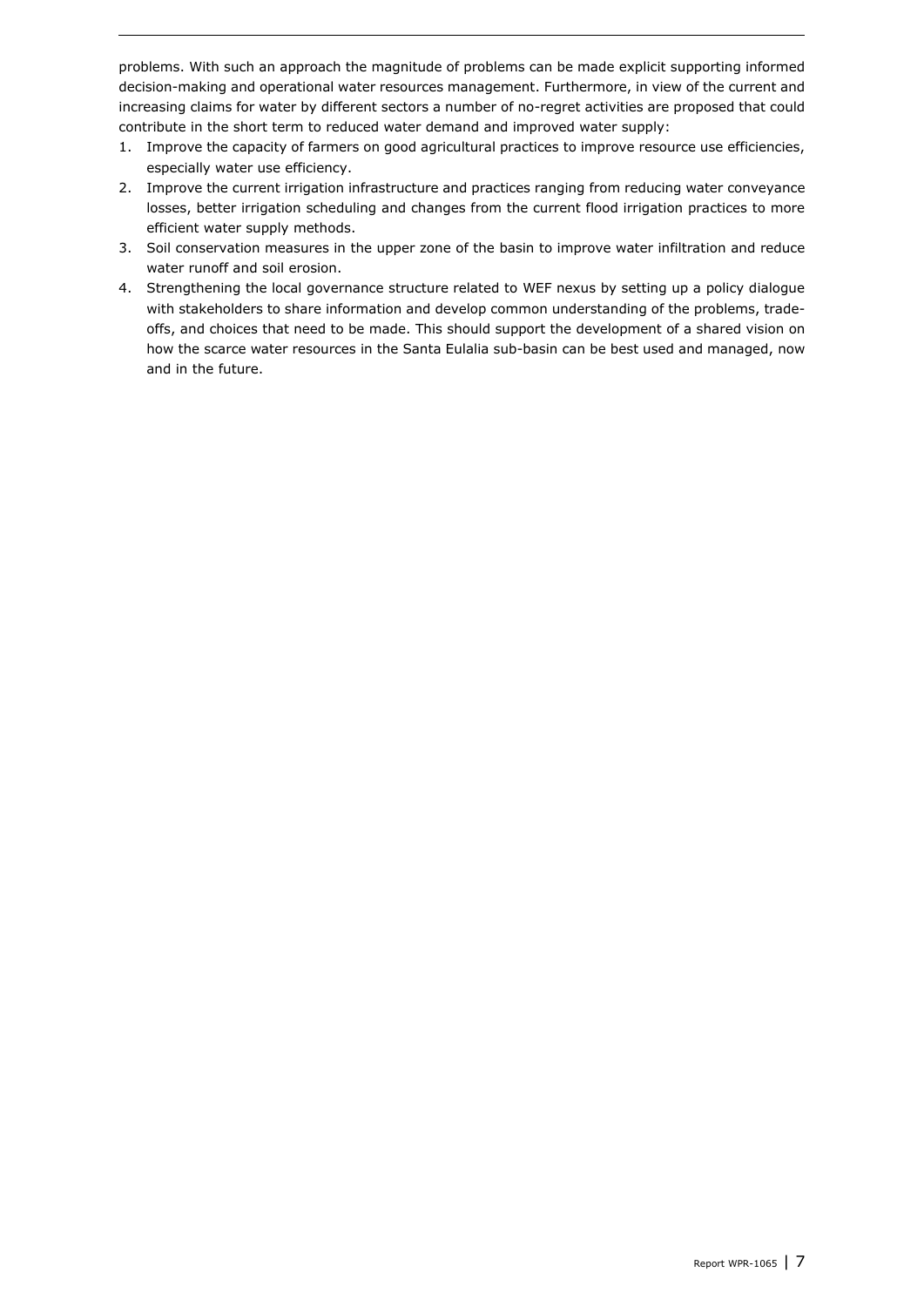problems. With such an approach the magnitude of problems can be made explicit supporting informed decision-making and operational water resources management. Furthermore, in view of the current and increasing claims for water by different sectors a number of no-regret activities are proposed that could contribute in the short term to reduced water demand and improved water supply:

1. Improve the capacity of farmers on good agricultural practices to improve resource use efficiencies, especially water use efficiency.
2. Improve the current irrigation infrastructure and practices ranging from reducing water conveyance losses, better irrigation scheduling and changes from the current flood irrigation practices to more efficient water supply methods.
3. Soil conservation measures in the upper zone of the basin to improve water infiltration and reduce water runoff and soil erosion.
4. Strengthening the local governance structure related to WEF nexus by setting up a policy dialogue with stakeholders to share information and develop common understanding of the problems, trade-offs, and choices that need to be made. This should support the development of a shared vision on how the scarce water resources in the Santa Eulalia sub-basin can be best used and managed, now and in the future.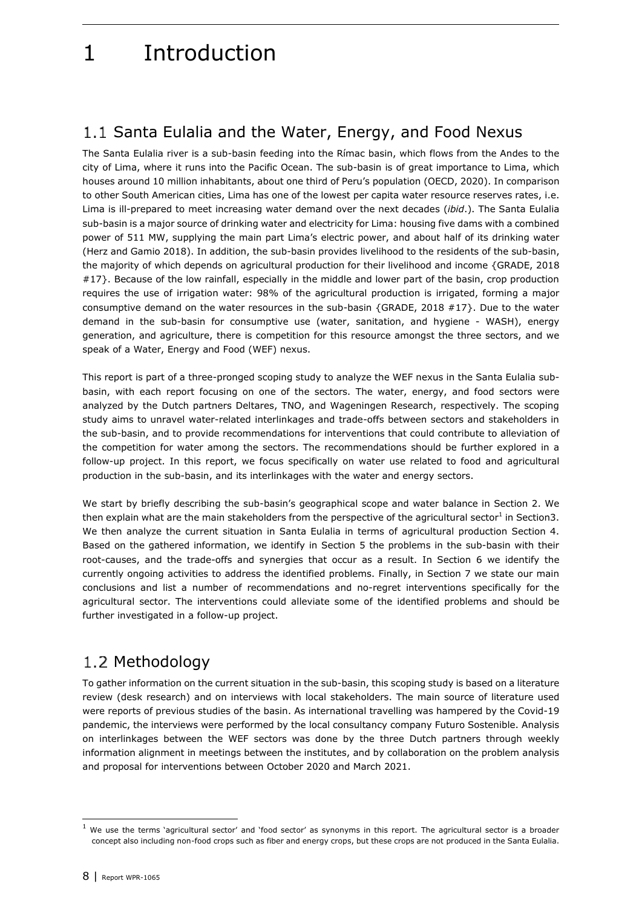# 1 Introduction

## 1.1 Santa Eulalia and the Water, Energy, and Food Nexus

The Santa Eulalia river is a sub-basin feeding into the Rímac basin, which flows from the Andes to the city of Lima, where it runs into the Pacific Ocean. The sub-basin is of great importance to Lima, which houses around 10 million inhabitants, about one third of Peru's population (OECD, 2020). In comparison to other South American cities, Lima has one of the lowest per capita water resource reserves rates, i.e. Lima is ill-prepared to meet increasing water demand over the next decades (*ibid*.). The Santa Eulalia sub-basin is a major source of drinking water and electricity for Lima: housing five dams with a combined power of 511 MW, supplying the main part Lima's electric power, and about half of its drinking water (Herz and Gamio 2018). In addition, the sub-basin provides livelihood to the residents of the sub-basin, the majority of which depends on agricultural production for their livelihood and income {GRADE, 2018 #17}. Because of the low rainfall, especially in the middle and lower part of the basin, crop production requires the use of irrigation water: 98% of the agricultural production is irrigated, forming a major consumptive demand on the water resources in the sub-basin {GRADE, 2018 #17}. Due to the water demand in the sub-basin for consumptive use (water, sanitation, and hygiene - WASH), energy generation, and agriculture, there is competition for this resource amongst the three sectors, and we speak of a Water, Energy and Food (WEF) nexus.

This report is part of a three-pronged scoping study to analyze the WEF nexus in the Santa Eulalia sub-basin, with each report focusing on one of the sectors. The water, energy, and food sectors were analyzed by the Dutch partners Deltares, TNO, and Wageningen Research, respectively. The scoping study aims to unravel water-related interlinkages and trade-offs between sectors and stakeholders in the sub-basin, and to provide recommendations for interventions that could contribute to alleviation of the competition for water among the sectors. The recommendations should be further explored in a follow-up project. In this report, we focus specifically on water use related to food and agricultural production in the sub-basin, and its interlinkages with the water and energy sectors.

We start by briefly describing the sub-basin's geographical scope and water balance in Section 2. We then explain what are the main stakeholders from the perspective of the agricultural sector[1] in Section3. We then analyze the current situation in Santa Eulalia in terms of agricultural production Section 4. Based on the gathered information, we identify in Section 5 the problems in the sub-basin with their root-causes, and the trade-offs and synergies that occur as a result. In Section 6 we identify the currently ongoing activities to address the identified problems. Finally, in Section 7 we state our main conclusions and list a number of recommendations and no-regret interventions specifically for the agricultural sector. The interventions could alleviate some of the identified problems and should be further investigated in a follow-up project.

## 1.2 Methodology

To gather information on the current situation in the sub-basin, this scoping study is based on a literature review (desk research) and on interviews with local stakeholders. The main source of literature used were reports of previous studies of the basin. As international travelling was hampered by the Covid-19 pandemic, the interviews were performed by the local consultancy company Futuro Sostenible. Analysis on interlinkages between the WEF sectors was done by the three Dutch partners through weekly information alignment in meetings between the institutes, and by collaboration on the problem analysis and proposal for interventions between October 2020 and March 2021.

[1] We use the terms 'agricultural sector' and 'food sector' as synonyms in this report. The agricultural sector is a broader concept also including non-food crops such as fiber and energy crops, but these crops are not produced in the Santa Eulalia.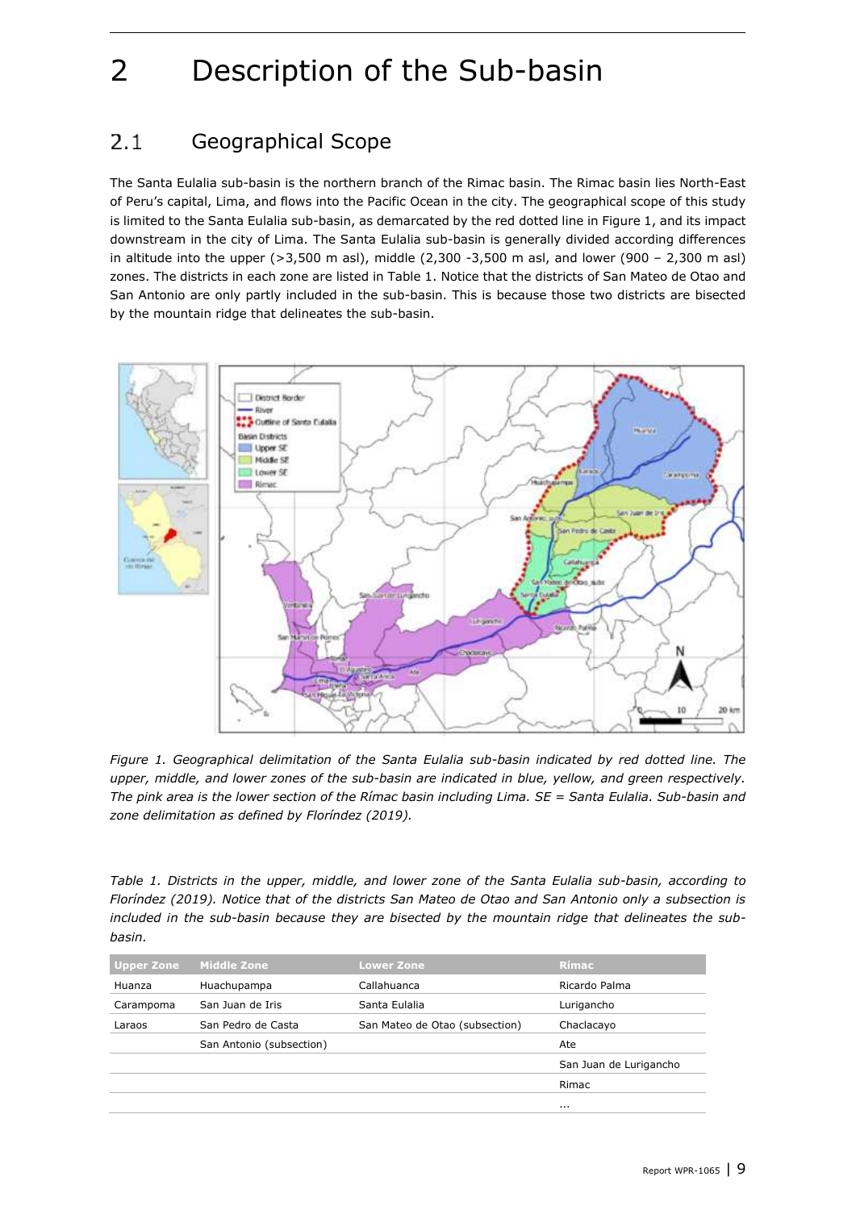# 2 Description of the Sub-basin

## 2.1 Geographical Scope

The Santa Eulalia sub-basin is the northern branch of the Rimac basin. The Rimac basin lies North-East of Peru's capital, Lima, and flows into the Pacific Ocean in the city. The geographical scope of this study is limited to the Santa Eulalia sub-basin, as demarcated by the red dotted line in Figure 1, and its impact downstream in the city of Lima. The Santa Eulalia sub-basin is generally divided according differences in altitude into the upper (>3,500 m asl), middle (2,300 -3,500 m asl, and lower (900 – 2,300 m asl) zones. The districts in each zone are listed in Table 1. Notice that the districts of San Mateo de Otao and San Antonio are only partly included in the sub-basin. This is because those two districts are bisected by the mountain ridge that delineates the sub-basin.

*Figure 1. Geographical delimitation of the Santa Eulalia sub-basin indicated by red dotted line. The upper, middle, and lower zones of the sub-basin are indicated in blue, yellow, and green respectively. The pink area is the lower section of the Rímac basin including Lima. SE = Santa Eulalia. Sub-basin and zone delimitation as defined by Floríndez (2019).*

*Table 1. Districts in the upper, middle, and lower zone of the Santa Eulalia sub-basin, according to Floríndez (2019). Notice that of the districts San Mateo de Otao and San Antonio only a subsection is included in the sub-basin because they are bisected by the mountain ridge that delineates the sub-basin.*

| Upper Zone | Middle Zone | Lower Zone | Rímac |
|---|---|---|---|
| Huanza | Huachupampa | Callahuanca | Ricardo Palma |
| Carampoma | San Juan de Iris | Santa Eulalia | Lurigancho |
| Laraos | San Pedro de Casta | San Mateo de Otao (subsection) | Chaclacayo |
| | San Antonio (subsection) | | Ate |
| | | | San Juan de Lurigancho |
| | | | Rimac |
| | | | ... |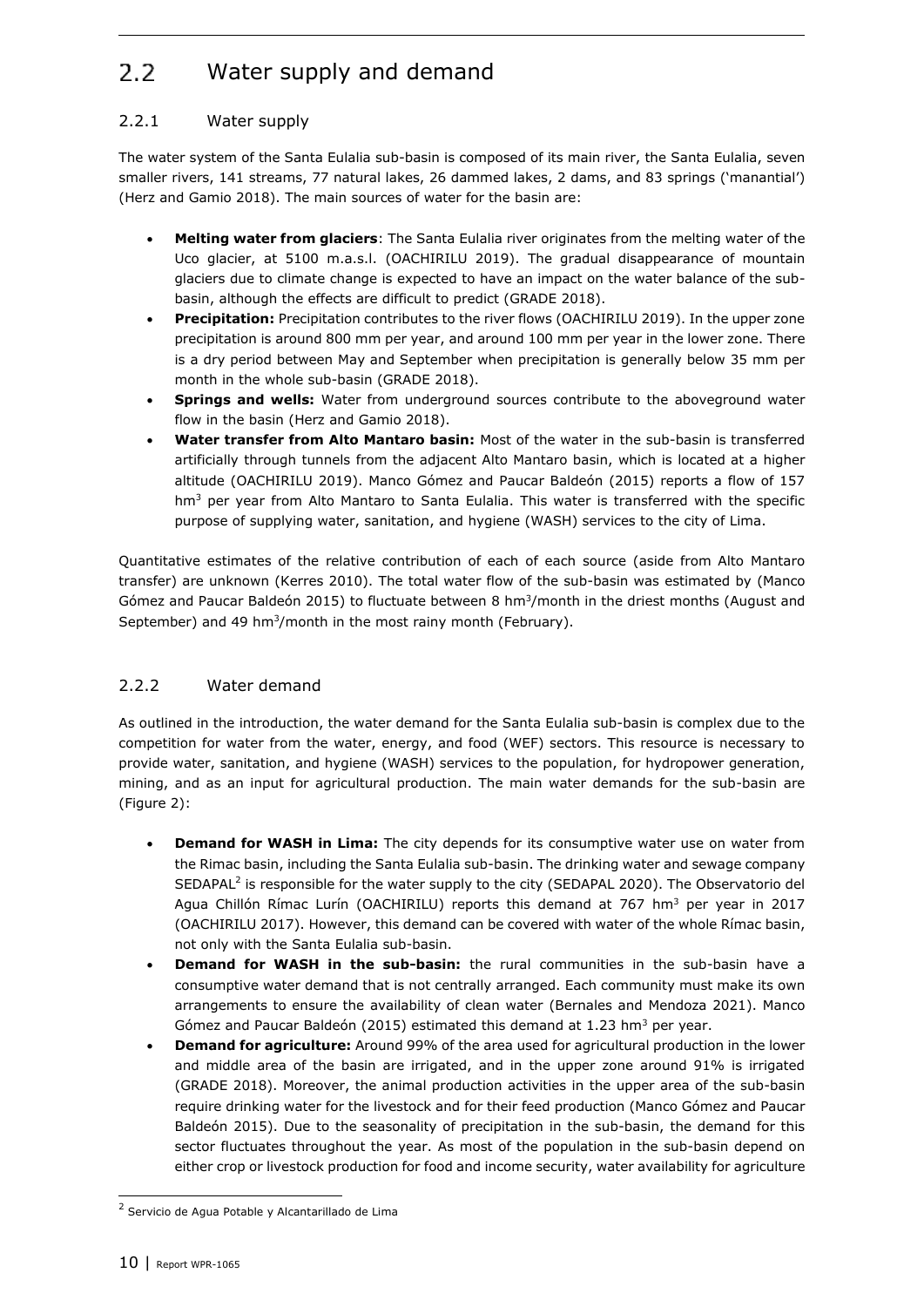## 2.2 Water supply and demand

### 2.2.1 Water supply

The water system of the Santa Eulalia sub-basin is composed of its main river, the Santa Eulalia, seven smaller rivers, 141 streams, 77 natural lakes, 26 dammed lakes, 2 dams, and 83 springs ('manantial') (Herz and Gamio 2018). The main sources of water for the basin are:

- **Melting water from glaciers**: The Santa Eulalia river originates from the melting water of the Uco glacier, at 5100 m.a.s.l. (OACHIRILU 2019). The gradual disappearance of mountain glaciers due to climate change is expected to have an impact on the water balance of the sub-basin, although the effects are difficult to predict (GRADE 2018).
- **Precipitation:** Precipitation contributes to the river flows (OACHIRILU 2019). In the upper zone precipitation is around 800 mm per year, and around 100 mm per year in the lower zone. There is a dry period between May and September when precipitation is generally below 35 mm per month in the whole sub-basin (GRADE 2018).
- **Springs and wells:** Water from underground sources contribute to the aboveground water flow in the basin (Herz and Gamio 2018).
- **Water transfer from Alto Mantaro basin:** Most of the water in the sub-basin is transferred artificially through tunnels from the adjacent Alto Mantaro basin, which is located at a higher altitude (OACHIRILU 2019). Manco Gómez and Paucar Baldeón (2015) reports a flow of 157 $hm^3$ per year from Alto Mantaro to Santa Eulalia. This water is transferred with the specific purpose of supplying water, sanitation, and hygiene (WASH) services to the city of Lima.

Quantitative estimates of the relative contribution of each of each source (aside from Alto Mantaro transfer) are unknown (Kerres 2010). The total water flow of the sub-basin was estimated by (Manco Gómez and Paucar Baldeón 2015) to fluctuate between 8 $hm^3$/month in the driest months (August and September) and 49 $hm^3$/month in the most rainy month (February).

### 2.2.2 Water demand

As outlined in the introduction, the water demand for the Santa Eulalia sub-basin is complex due to the competition for water from the water, energy, and food (WEF) sectors. This resource is necessary to provide water, sanitation, and hygiene (WASH) services to the population, for hydropower generation, mining, and as an input for agricultural production. The main water demands for the sub-basin are (Figure 2):

- **Demand for WASH in Lima:** The city depends for its consumptive water use on water from the Rimac basin, including the Santa Eulalia sub-basin. The drinking water and sewage company SEDAPAL[2] is responsible for the water supply to the city (SEDAPAL 2020). The Observatorio del Agua Chillón Rímac Lurín (OACHIRILU) reports this demand at 767 $hm^3$ per year in 2017 (OACHIRILU 2017). However, this demand can be covered with water of the whole Rímac basin, not only with the Santa Eulalia sub-basin.
- **Demand for WASH in the sub-basin:** the rural communities in the sub-basin have a consumptive water demand that is not centrally arranged. Each community must make its own arrangements to ensure the availability of clean water (Bernales and Mendoza 2021). Manco Gómez and Paucar Baldeón (2015) estimated this demand at 1.23 $hm^3$ per year.
- **Demand for agriculture:** Around 99% of the area used for agricultural production in the lower and middle area of the basin are irrigated, and in the upper zone around 91% is irrigated (GRADE 2018). Moreover, the animal production activities in the upper area of the sub-basin require drinking water for the livestock and for their feed production (Manco Gómez and Paucar Baldeón 2015). Due to the seasonality of precipitation in the sub-basin, the demand for this sector fluctuates throughout the year. As most of the population in the sub-basin depend on either crop or livestock production for food and income security, water availability for agriculture

[2] Servicio de Agua Potable y Alcantarillado de Lima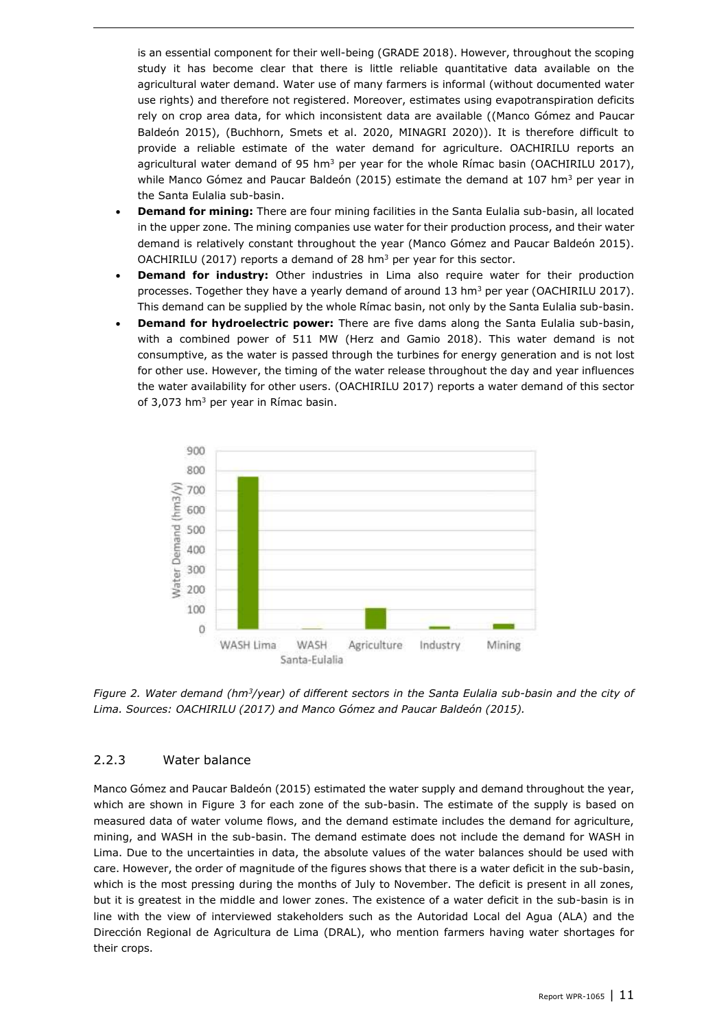is an essential component for their well-being (GRADE 2018). However, throughout the scoping study it has become clear that there is little reliable quantitative data available on the agricultural water demand. Water use of many farmers is informal (without documented water use rights) and therefore not registered. Moreover, estimates using evapotranspiration deficits rely on crop area data, for which inconsistent data are available ((Manco Gómez and Paucar Baldeón 2015), (Buchhorn, Smets et al. 2020, MINAGRI 2020)). It is therefore difficult to provide a reliable estimate of the water demand for agriculture. OACHIRILU reports an agricultural water demand of 95 $hm^3$ per year for the whole Rímac basin (OACHIRILU 2017), while Manco Gómez and Paucar Baldeón (2015) estimate the demand at 107 $hm^3$ per year in the Santa Eulalia sub-basin.

- **Demand for mining:** There are four mining facilities in the Santa Eulalia sub-basin, all located in the upper zone. The mining companies use water for their production process, and their water demand is relatively constant throughout the year (Manco Gómez and Paucar Baldeón 2015). OACHIRILU (2017) reports a demand of 28 $hm^3$ per year for this sector.
- **Demand for industry:** Other industries in Lima also require water for their production processes. Together they have a yearly demand of around 13 $hm^3$ per year (OACHIRILU 2017). This demand can be supplied by the whole Rímac basin, not only by the Santa Eulalia sub-basin.
- **Demand for hydroelectric power:** There are five dams along the Santa Eulalia sub-basin, with a combined power of 511 MW (Herz and Gamio 2018). This water demand is not consumptive, as the water is passed through the turbines for energy generation and is not lost for other use. However, the timing of the water release throughout the day and year influences the water availability for other users. (OACHIRILU 2017) reports a water demand of this sector of 3,073 $hm^3$ per year in Rímac basin.

*Figure 2. Water demand ($hm^3$/year) of different sectors in the Santa Eulalia sub-basin and the city of Lima. Sources: OACHIRILU (2017) and Manco Gómez and Paucar Baldeón (2015).*

### 2.2.3 Water balance

Manco Gómez and Paucar Baldeón (2015) estimated the water supply and demand throughout the year, which are shown in Figure 3 for each zone of the sub-basin. The estimate of the supply is based on measured data of water volume flows, and the demand estimate includes the demand for agriculture, mining, and WASH in the sub-basin. The demand estimate does not include the demand for WASH in Lima. Due to the uncertainties in data, the absolute values of the water balances should be used with care. However, the order of magnitude of the figures shows that there is a water deficit in the sub-basin, which is the most pressing during the months of July to November. The deficit is present in all zones, but it is greatest in the middle and lower zones. The existence of a water deficit in the sub-basin is in line with the view of interviewed stakeholders such as the Autoridad Local del Agua (ALA) and the Dirección Regional de Agricultura de Lima (DRAL), who mention farmers having water shortages for their crops.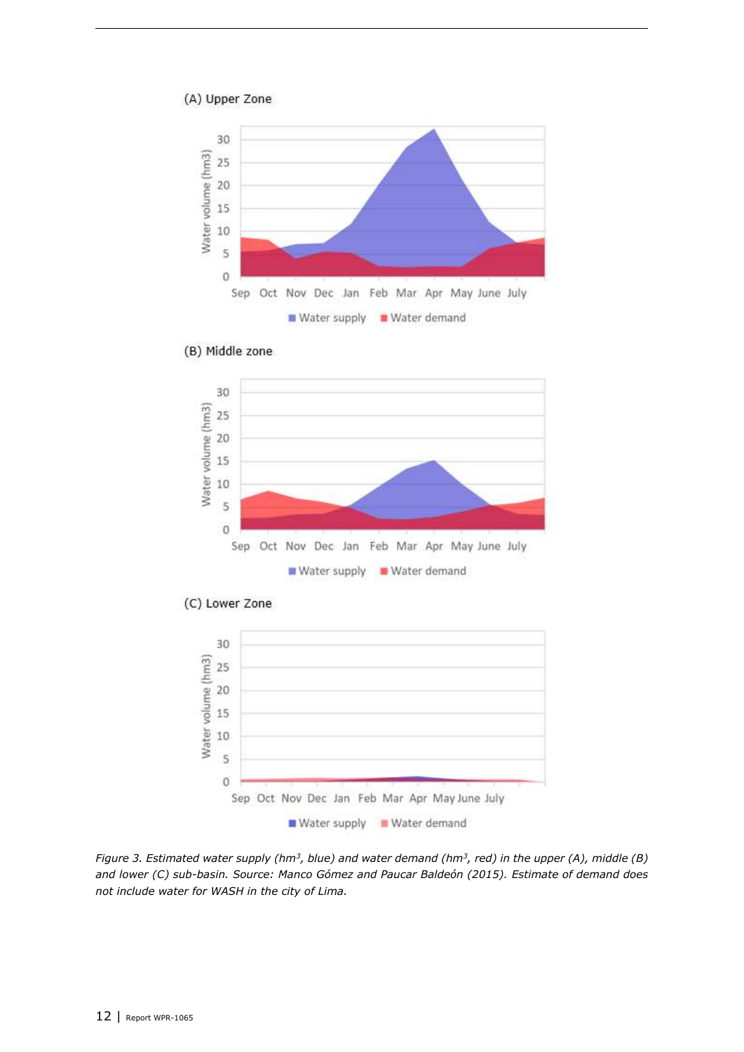(A) Upper Zone

(B) Middle zone

(C) Lower Zone

*Figure 3. Estimated water supply (hm$^3$, blue) and water demand (hm$^3$, red) in the upper (A), middle (B) and lower (C) sub-basin. Source: Manco Gómez and Paucar Baldeón (2015). Estimate of demand does not include water for WASH in the city of Lima.*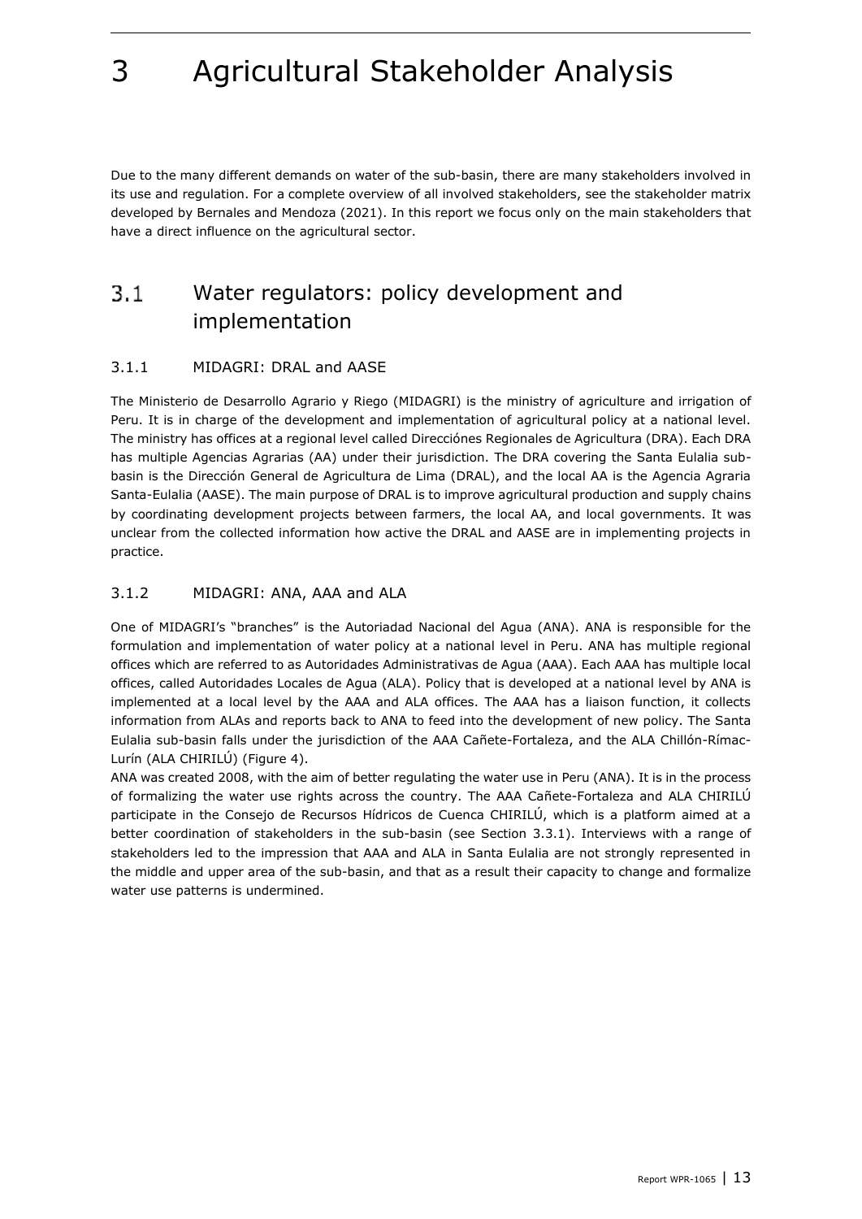# 3 Agricultural Stakeholder Analysis

Due to the many different demands on water of the sub-basin, there are many stakeholders involved in its use and regulation. For a complete overview of all involved stakeholders, see the stakeholder matrix developed by Bernales and Mendoza (2021). In this report we focus only on the main stakeholders that have a direct influence on the agricultural sector.

## 3.1 Water regulators: policy development and implementation

### 3.1.1 MIDAGRI: DRAL and AASE

The Ministerio de Desarrollo Agrario y Riego (MIDAGRI) is the ministry of agriculture and irrigation of Peru. It is in charge of the development and implementation of agricultural policy at a national level. The ministry has offices at a regional level called Direcciónes Regionales de Agricultura (DRA). Each DRA has multiple Agencias Agrarias (AA) under their jurisdiction. The DRA covering the Santa Eulalia sub-basin is the Dirección General de Agricultura de Lima (DRAL), and the local AA is the Agencia Agraria Santa-Eulalia (AASE). The main purpose of DRAL is to improve agricultural production and supply chains by coordinating development projects between farmers, the local AA, and local governments. It was unclear from the collected information how active the DRAL and AASE are in implementing projects in practice.

### 3.1.2 MIDAGRI: ANA, AAA and ALA

One of MIDAGRI's "branches" is the Autoriadad Nacional del Agua (ANA). ANA is responsible for the formulation and implementation of water policy at a national level in Peru. ANA has multiple regional offices which are referred to as Autoridades Administrativas de Agua (AAA). Each AAA has multiple local offices, called Autoridades Locales de Agua (ALA). Policy that is developed at a national level by ANA is implemented at a local level by the AAA and ALA offices. The AAA has a liaison function, it collects information from ALAs and reports back to ANA to feed into the development of new policy. The Santa Eulalia sub-basin falls under the jurisdiction of the AAA Cañete-Fortaleza, and the ALA Chillón-Rímac-Lurín (ALA CHIRILÚ) (Figure 4).

ANA was created 2008, with the aim of better regulating the water use in Peru (ANA). It is in the process of formalizing the water use rights across the country. The AAA Cañete-Fortaleza and ALA CHIRILÚ participate in the Consejo de Recursos Hídricos de Cuenca CHIRILÚ, which is a platform aimed at a better coordination of stakeholders in the sub-basin (see Section 3.3.1). Interviews with a range of stakeholders led to the impression that AAA and ALA in Santa Eulalia are not strongly represented in the middle and upper area of the sub-basin, and that as a result their capacity to change and formalize water use patterns is undermined.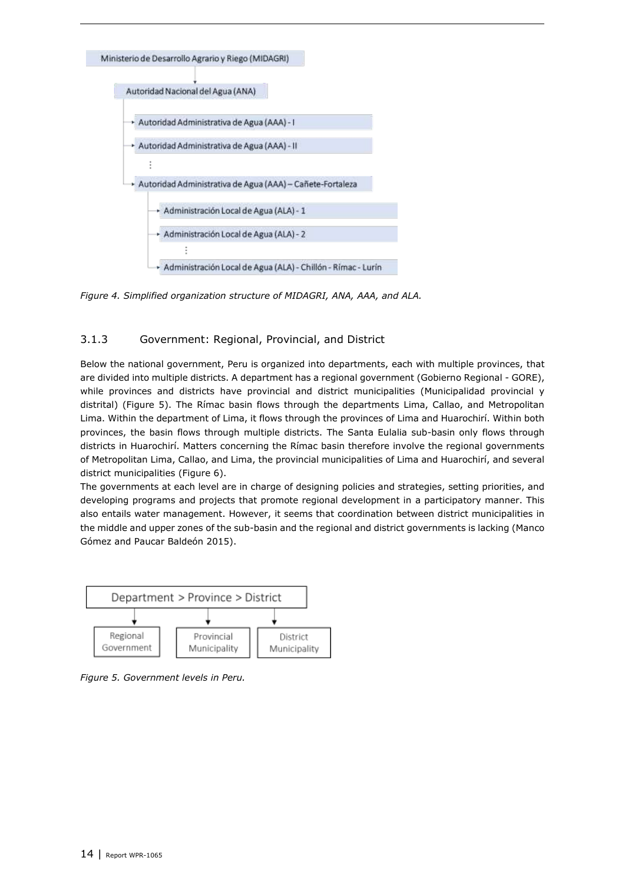Ministerio de Desarrollo Agrario y Riego (MIDAGRI)

- Autoridad Nacional del Agua (ANA)
  - Autoridad Administrativa de Agua (AAA) - I
  - Autoridad Administrativa de Agua (AAA) - II
  - ⋮
  - Autoridad Administrativa de Agua (AAA) – Cañete-Fortaleza
    - Administración Local de Agua (ALA) - 1
    - Administración Local de Agua (ALA) - 2
    - ⋮
    - Administración Local de Agua (ALA) - Chillón - Rímac - Lurín

*Figure 4. Simplified organization structure of MIDAGRI, ANA, AAA, and ALA.*

### 3.1.3 Government: Regional, Provincial, and District

Below the national government, Peru is organized into departments, each with multiple provinces, that are divided into multiple districts. A department has a regional government (Gobierno Regional - GORE), while provinces and districts have provincial and district municipalities (Municipalidad provincial y distrital) (Figure 5). The Rímac basin flows through the departments Lima, Callao, and Metropolitan Lima. Within the department of Lima, it flows through the provinces of Lima and Huarochirí. Within both provinces, the basin flows through multiple districts. The Santa Eulalia sub-basin only flows through districts in Huarochirí. Matters concerning the Rímac basin therefore involve the regional governments of Metropolitan Lima, Callao, and Lima, the provincial municipalities of Lima and Huarochirí, and several district municipalities (Figure 6).

The governments at each level are in charge of designing policies and strategies, setting priorities, and developing programs and projects that promote regional development in a participatory manner. This also entails water management. However, it seems that coordination between district municipalities in the middle and upper zones of the sub-basin and the regional and district governments is lacking (Manco Gómez and Paucar Baldeón 2015).

Department > Province > District

- Regional Government
- Provincial Municipality
- District Municipality

*Figure 5. Government levels in Peru.*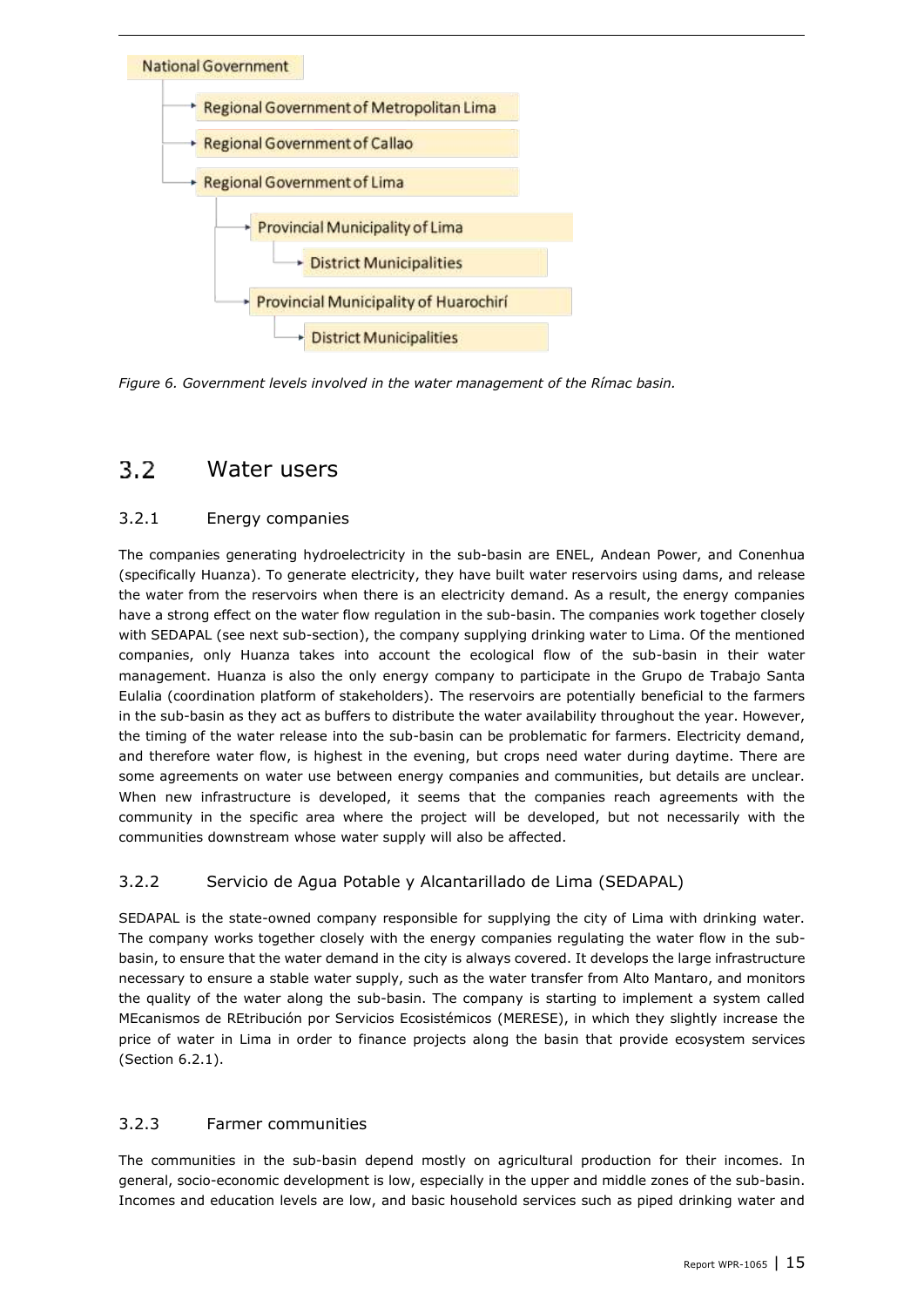- National Government
  - Regional Government of Metropolitan Lima
  - Regional Government of Callao
  - Regional Government of Lima
    - Provincial Municipality of Lima
      - District Municipalities
    - Provincial Municipality of Huarochirí
      - District Municipalities

*Figure 6. Government levels involved in the water management of the Rímac basin.*

## 3.2 Water users

### 3.2.1 Energy companies

The companies generating hydroelectricity in the sub-basin are ENEL, Andean Power, and Conenhua (specifically Huanza). To generate electricity, they have built water reservoirs using dams, and release the water from the reservoirs when there is an electricity demand. As a result, the energy companies have a strong effect on the water flow regulation in the sub-basin. The companies work together closely with SEDAPAL (see next sub-section), the company supplying drinking water to Lima. Of the mentioned companies, only Huanza takes into account the ecological flow of the sub-basin in their water management. Huanza is also the only energy company to participate in the Grupo de Trabajo Santa Eulalia (coordination platform of stakeholders). The reservoirs are potentially beneficial to the farmers in the sub-basin as they act as buffers to distribute the water availability throughout the year. However, the timing of the water release into the sub-basin can be problematic for farmers. Electricity demand, and therefore water flow, is highest in the evening, but crops need water during daytime. There are some agreements on water use between energy companies and communities, but details are unclear. When new infrastructure is developed, it seems that the companies reach agreements with the community in the specific area where the project will be developed, but not necessarily with the communities downstream whose water supply will also be affected.

### 3.2.2 Servicio de Agua Potable y Alcantarillado de Lima (SEDAPAL)

SEDAPAL is the state-owned company responsible for supplying the city of Lima with drinking water. The company works together closely with the energy companies regulating the water flow in the sub-basin, to ensure that the water demand in the city is always covered. It develops the large infrastructure necessary to ensure a stable water supply, such as the water transfer from Alto Mantaro, and monitors the quality of the water along the sub-basin. The company is starting to implement a system called MEcanismos de REtribución por Servicios Ecosistémicos (MERESE), in which they slightly increase the price of water in Lima in order to finance projects along the basin that provide ecosystem services (Section 6.2.1).

### 3.2.3 Farmer communities

The communities in the sub-basin depend mostly on agricultural production for their incomes. In general, socio-economic development is low, especially in the upper and middle zones of the sub-basin. Incomes and education levels are low, and basic household services such as piped drinking water and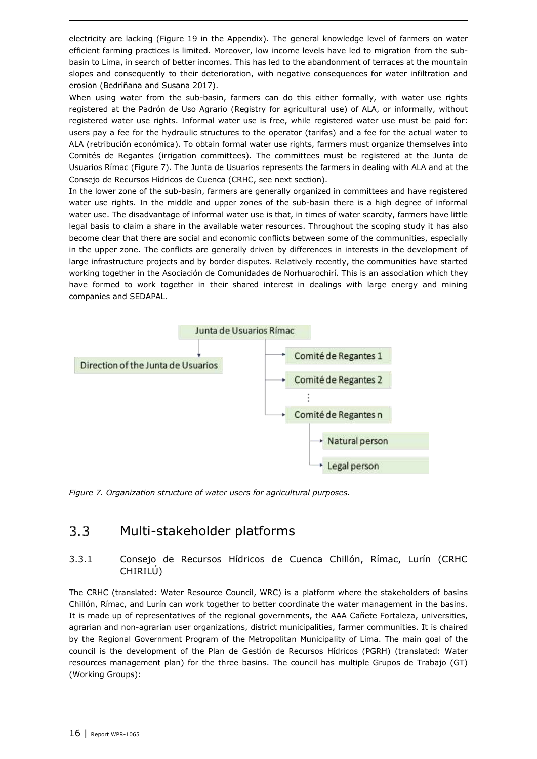electricity are lacking (Figure 19 in the Appendix). The general knowledge level of farmers on water efficient farming practices is limited. Moreover, low income levels have led to migration from the sub-basin to Lima, in search of better incomes. This has led to the abandonment of terraces at the mountain slopes and consequently to their deterioration, with negative consequences for water infiltration and erosion (Bedriñana and Susana 2017).

When using water from the sub-basin, farmers can do this either formally, with water use rights registered at the Padrón de Uso Agrario (Registry for agricultural use) of ALA, or informally, without registered water use rights. Informal water use is free, while registered water use must be paid for: users pay a fee for the hydraulic structures to the operator (tarifas) and a fee for the actual water to ALA (retribución económica). To obtain formal water use rights, farmers must organize themselves into Comités de Regantes (irrigation committees). The committees must be registered at the Junta de Usuarios Rímac (Figure 7). The Junta de Usuarios represents the farmers in dealing with ALA and at the Consejo de Recursos Hídricos de Cuenca (CRHC, see next section).

In the lower zone of the sub-basin, farmers are generally organized in committees and have registered water use rights. In the middle and upper zones of the sub-basin there is a high degree of informal water use. The disadvantage of informal water use is that, in times of water scarcity, farmers have little legal basis to claim a share in the available water resources. Throughout the scoping study it has also become clear that there are social and economic conflicts between some of the communities, especially in the upper zone. The conflicts are generally driven by differences in interests in the development of large infrastructure projects and by border disputes. Relatively recently, the communities have started working together in the Asociación de Comunidades de Norhuarochirí. This is an association which they have formed to work together in their shared interest in dealings with large energy and mining companies and SEDAPAL.

*Figure 7. Organization structure of water users for agricultural purposes.*

## 3.3 Multi-stakeholder platforms

### 3.3.1 Consejo de Recursos Hídricos de Cuenca Chillón, Rímac, Lurín (CRHC CHIRILÚ)

The CRHC (translated: Water Resource Council, WRC) is a platform where the stakeholders of basins Chillón, Rímac, and Lurín can work together to better coordinate the water management in the basins. It is made up of representatives of the regional governments, the AAA Cañete Fortaleza, universities, agrarian and non-agrarian user organizations, district municipalities, farmer communities. It is chaired by the Regional Government Program of the Metropolitan Municipality of Lima. The main goal of the council is the development of the Plan de Gestión de Recursos Hídricos (PGRH) (translated: Water resources management plan) for the three basins. The council has multiple Grupos de Trabajo (GT) (Working Groups):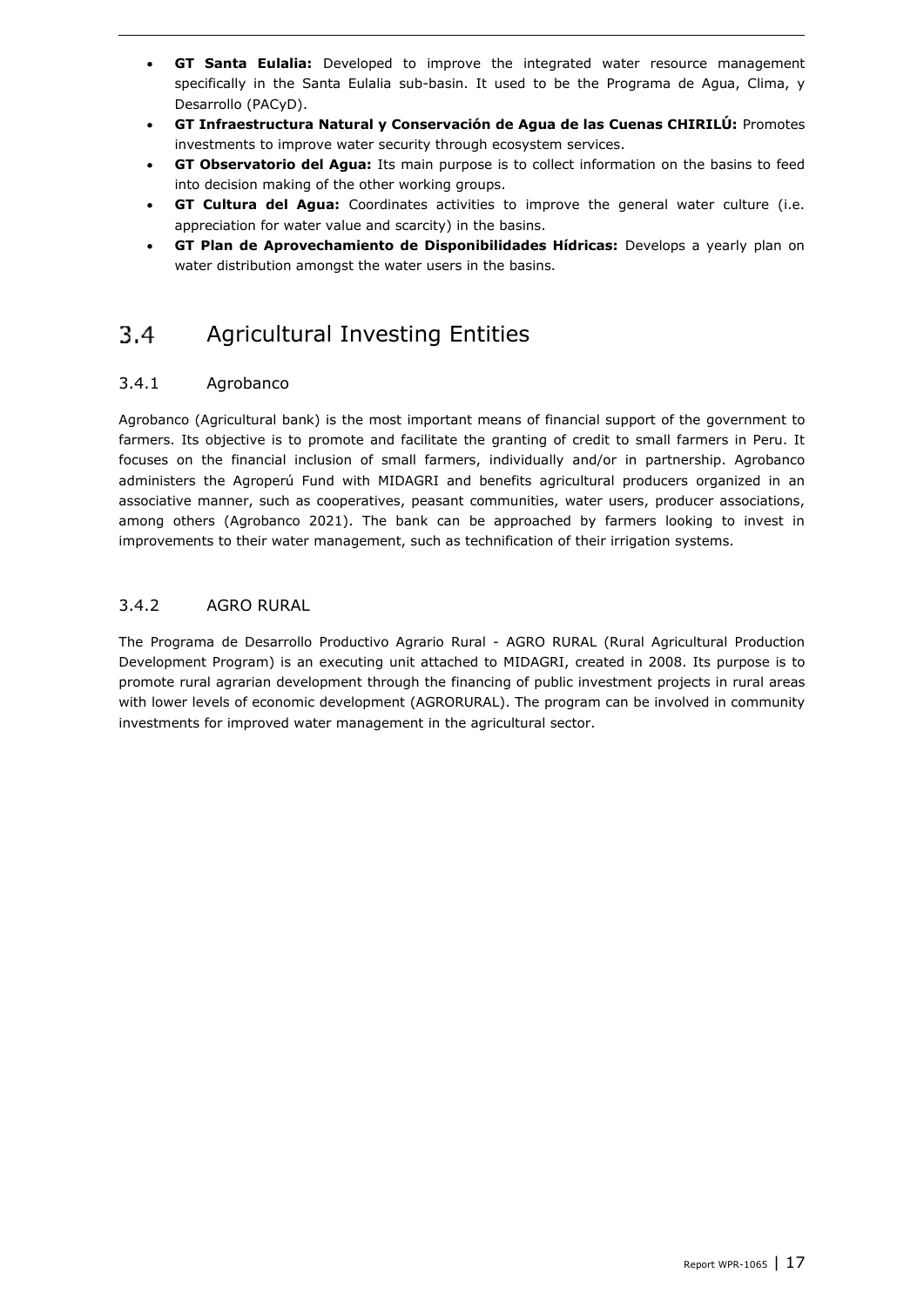- **GT Santa Eulalia:** Developed to improve the integrated water resource management specifically in the Santa Eulalia sub-basin. It used to be the Programa de Agua, Clima, y Desarrollo (PACyD).
- **GT Infraestructura Natural y Conservación de Agua de las Cuenas CHIRILÚ:** Promotes investments to improve water security through ecosystem services.
- **GT Observatorio del Agua:** Its main purpose is to collect information on the basins to feed into decision making of the other working groups.
- **GT Cultura del Agua:** Coordinates activities to improve the general water culture (i.e. appreciation for water value and scarcity) in the basins.
- **GT Plan de Aprovechamiento de Disponibilidades Hídricas:** Develops a yearly plan on water distribution amongst the water users in the basins.

## 3.4 Agricultural Investing Entities

### 3.4.1 Agrobanco

Agrobanco (Agricultural bank) is the most important means of financial support of the government to farmers. Its objective is to promote and facilitate the granting of credit to small farmers in Peru. It focuses on the financial inclusion of small farmers, individually and/or in partnership. Agrobanco administers the Agroperú Fund with MIDAGRI and benefits agricultural producers organized in an associative manner, such as cooperatives, peasant communities, water users, producer associations, among others (Agrobanco 2021). The bank can be approached by farmers looking to invest in improvements to their water management, such as technification of their irrigation systems.

### 3.4.2 AGRO RURAL

The Programa de Desarrollo Productivo Agrario Rural - AGRO RURAL (Rural Agricultural Production Development Program) is an executing unit attached to MIDAGRI, created in 2008. Its purpose is to promote rural agrarian development through the financing of public investment projects in rural areas with lower levels of economic development (AGRORURAL). The program can be involved in community investments for improved water management in the agricultural sector.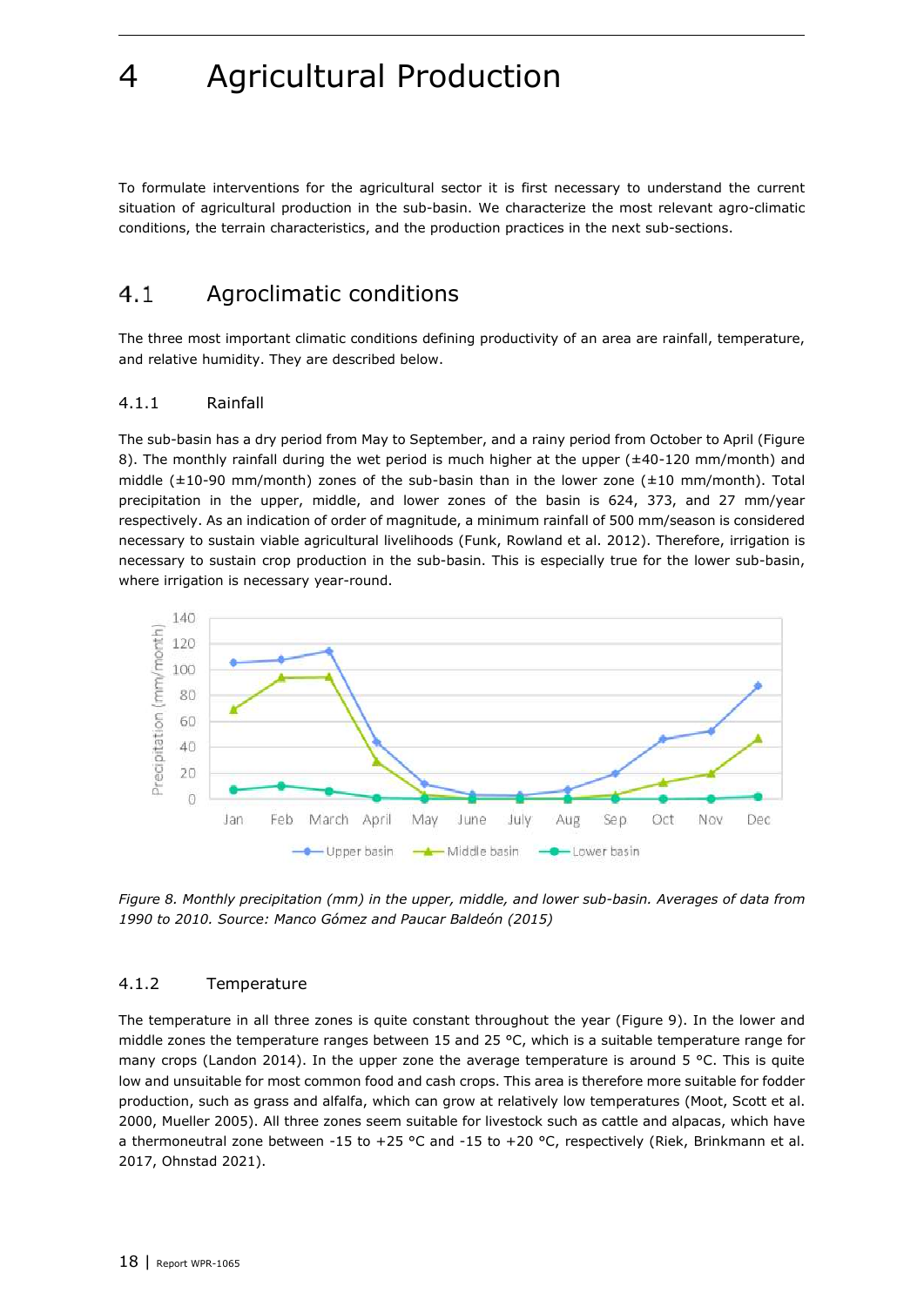# 4 Agricultural Production

To formulate interventions for the agricultural sector it is first necessary to understand the current situation of agricultural production in the sub-basin. We characterize the most relevant agro-climatic conditions, the terrain characteristics, and the production practices in the next sub-sections.

## 4.1 Agroclimatic conditions

The three most important climatic conditions defining productivity of an area are rainfall, temperature, and relative humidity. They are described below.

### 4.1.1 Rainfall

The sub-basin has a dry period from May to September, and a rainy period from October to April (Figure 8). The monthly rainfall during the wet period is much higher at the upper (±40-120 mm/month) and middle (±10-90 mm/month) zones of the sub-basin than in the lower zone (±10 mm/month). Total precipitation in the upper, middle, and lower zones of the basin is 624, 373, and 27 mm/year respectively. As an indication of order of magnitude, a minimum rainfall of 500 mm/season is considered necessary to sustain viable agricultural livelihoods (Funk, Rowland et al. 2012). Therefore, irrigation is necessary to sustain crop production in the sub-basin. This is especially true for the lower sub-basin, where irrigation is necessary year-round.

*Figure 8. Monthly precipitation (mm) in the upper, middle, and lower sub-basin. Averages of data from 1990 to 2010. Source: Manco Gómez and Paucar Baldeón (2015)*

### 4.1.2 Temperature

The temperature in all three zones is quite constant throughout the year (Figure 9). In the lower and middle zones the temperature ranges between 15 and 25 °C, which is a suitable temperature range for many crops (Landon 2014). In the upper zone the average temperature is around 5 °C. This is quite low and unsuitable for most common food and cash crops. This area is therefore more suitable for fodder production, such as grass and alfalfa, which can grow at relatively low temperatures (Moot, Scott et al. 2000, Mueller 2005). All three zones seem suitable for livestock such as cattle and alpacas, which have a thermoneutral zone between -15 to +25 °C and -15 to +20 °C, respectively (Riek, Brinkmann et al. 2017, Ohnstad 2021).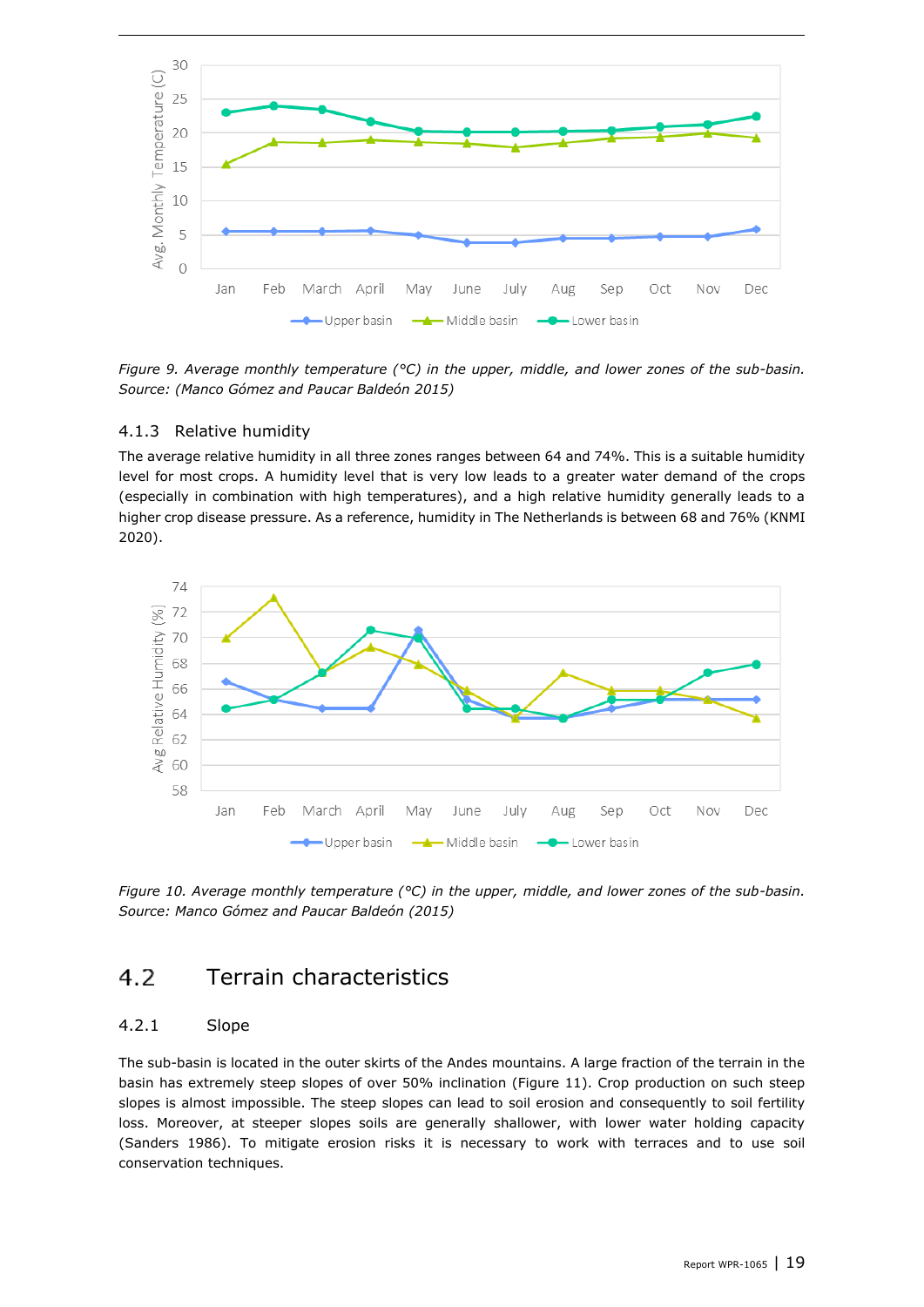*Figure 9. Average monthly temperature (°C) in the upper, middle, and lower zones of the sub-basin. Source: (Manco Gómez and Paucar Baldeón 2015)*

### 4.1.3 Relative humidity

The average relative humidity in all three zones ranges between 64 and 74%. This is a suitable humidity level for most crops. A humidity level that is very low leads to a greater water demand of the crops (especially in combination with high temperatures), and a high relative humidity generally leads to a higher crop disease pressure. As a reference, humidity in The Netherlands is between 68 and 76% (KNMI 2020).

*Figure 10. Average monthly temperature (°C) in the upper, middle, and lower zones of the sub-basin. Source: Manco Gómez and Paucar Baldeón (2015)*

## 4.2 Terrain characteristics

### 4.2.1 Slope

The sub-basin is located in the outer skirts of the Andes mountains. A large fraction of the terrain in the basin has extremely steep slopes of over 50% inclination (Figure 11). Crop production on such steep slopes is almost impossible. The steep slopes can lead to soil erosion and consequently to soil fertility loss. Moreover, at steeper slopes soils are generally shallower, with lower water holding capacity (Sanders 1986). To mitigate erosion risks it is necessary to work with terraces and to use soil conservation techniques.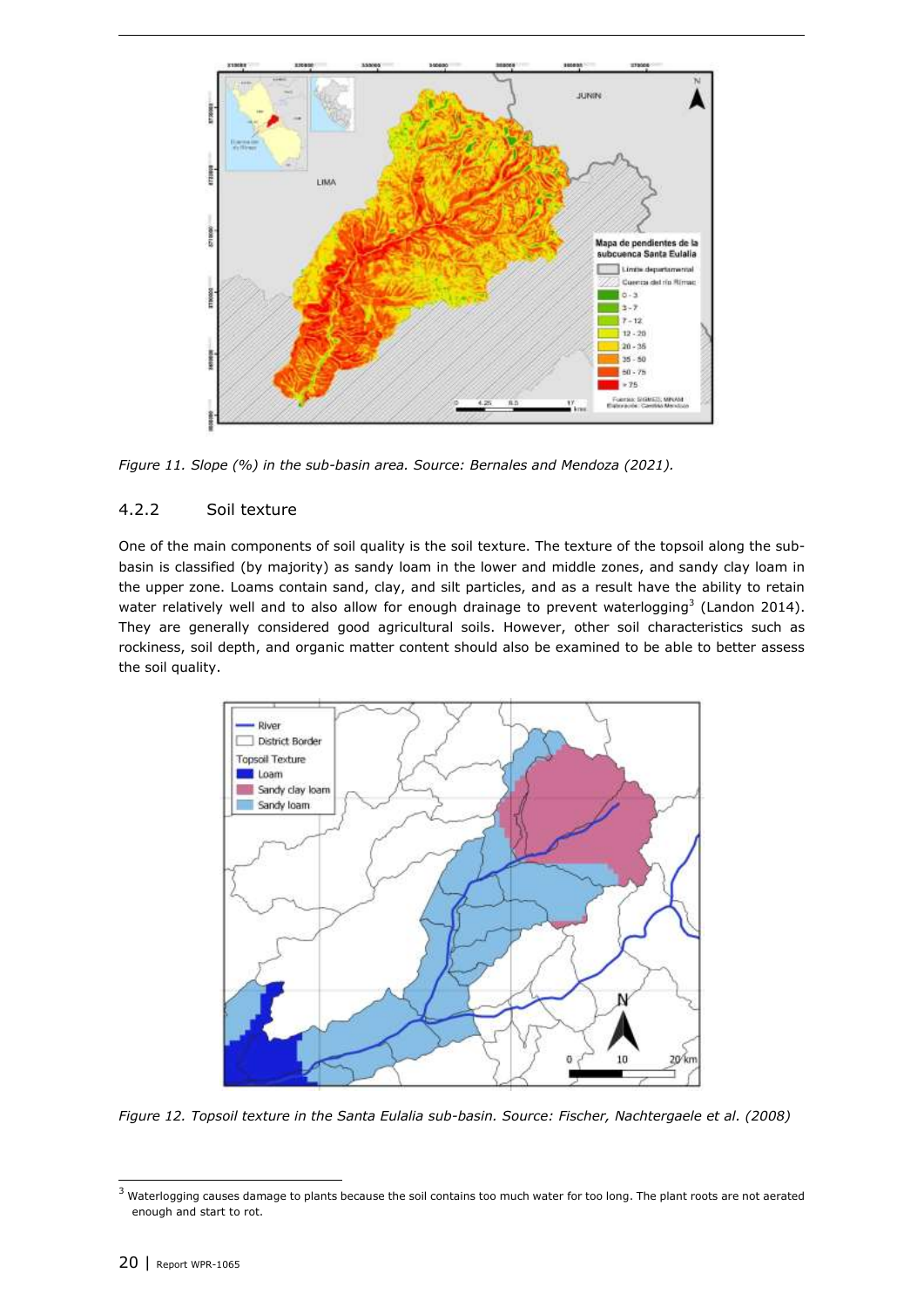Figure 11. Slope (%) in the sub-basin area. Source: Bernales and Mendoza (2021).

### 4.2.2 Soil texture

One of the main components of soil quality is the soil texture. The texture of the topsoil along the sub-basin is classified (by majority) as sandy loam in the lower and middle zones, and sandy clay loam in the upper zone. Loams contain sand, clay, and silt particles, and as a result have the ability to retain water relatively well and to also allow for enough drainage to prevent waterlogging[3] (Landon 2014). They are generally considered good agricultural soils. However, other soil characteristics such as rockiness, soil depth, and organic matter content should also be examined to be able to better assess the soil quality.

Figure 12. Topsoil texture in the Santa Eulalia sub-basin. Source: Fischer, Nachtergaele et al. (2008)

[3] Waterlogging causes damage to plants because the soil contains too much water for too long. The plant roots are not aerated enough and start to rot.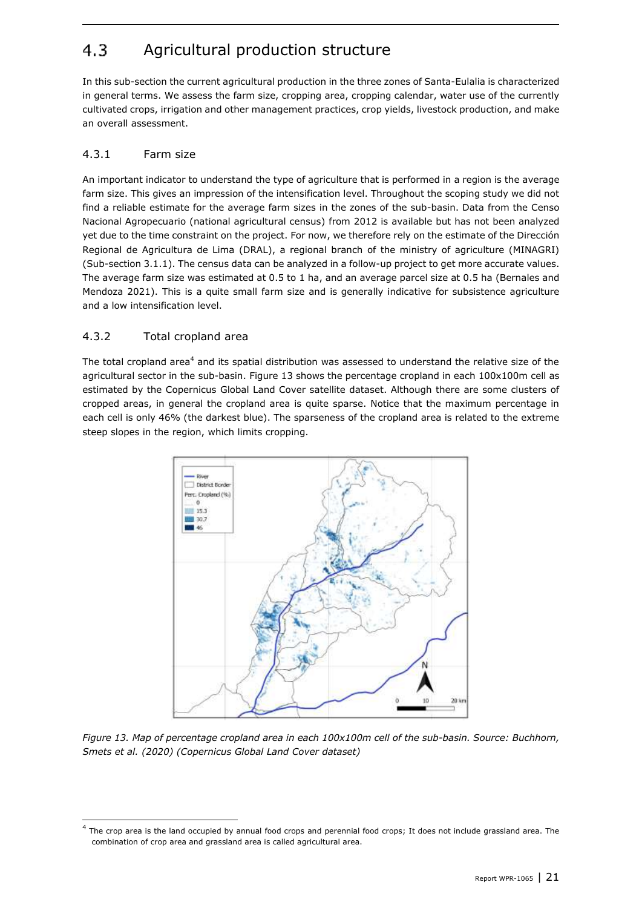## 4.3 Agricultural production structure

In this sub-section the current agricultural production in the three zones of Santa-Eulalia is characterized in general terms. We assess the farm size, cropping area, cropping calendar, water use of the currently cultivated crops, irrigation and other management practices, crop yields, livestock production, and make an overall assessment.

### 4.3.1 Farm size

An important indicator to understand the type of agriculture that is performed in a region is the average farm size. This gives an impression of the intensification level. Throughout the scoping study we did not find a reliable estimate for the average farm sizes in the zones of the sub-basin. Data from the Censo Nacional Agropecuario (national agricultural census) from 2012 is available but has not been analyzed yet due to the time constraint on the project. For now, we therefore rely on the estimate of the Dirección Regional de Agricultura de Lima (DRAL), a regional branch of the ministry of agriculture (MINAGRI) (Sub-section 3.1.1). The census data can be analyzed in a follow-up project to get more accurate values. The average farm size was estimated at 0.5 to 1 ha, and an average parcel size at 0.5 ha (Bernales and Mendoza 2021). This is a quite small farm size and is generally indicative for subsistence agriculture and a low intensification level.

### 4.3.2 Total cropland area

The total cropland area[4] and its spatial distribution was assessed to understand the relative size of the agricultural sector in the sub-basin. Figure 13 shows the percentage cropland in each 100x100m cell as estimated by the Copernicus Global Land Cover satellite dataset. Although there are some clusters of cropped areas, in general the cropland area is quite sparse. Notice that the maximum percentage in each cell is only 46% (the darkest blue). The sparseness of the cropland area is related to the extreme steep slopes in the region, which limits cropping.

*Figure 13. Map of percentage cropland area in each 100x100m cell of the sub-basin. Source: Buchhorn, Smets et al. (2020) (Copernicus Global Land Cover dataset)*

[4] The crop area is the land occupied by annual food crops and perennial food crops; It does not include grassland area. The combination of crop area and grassland area is called agricultural area.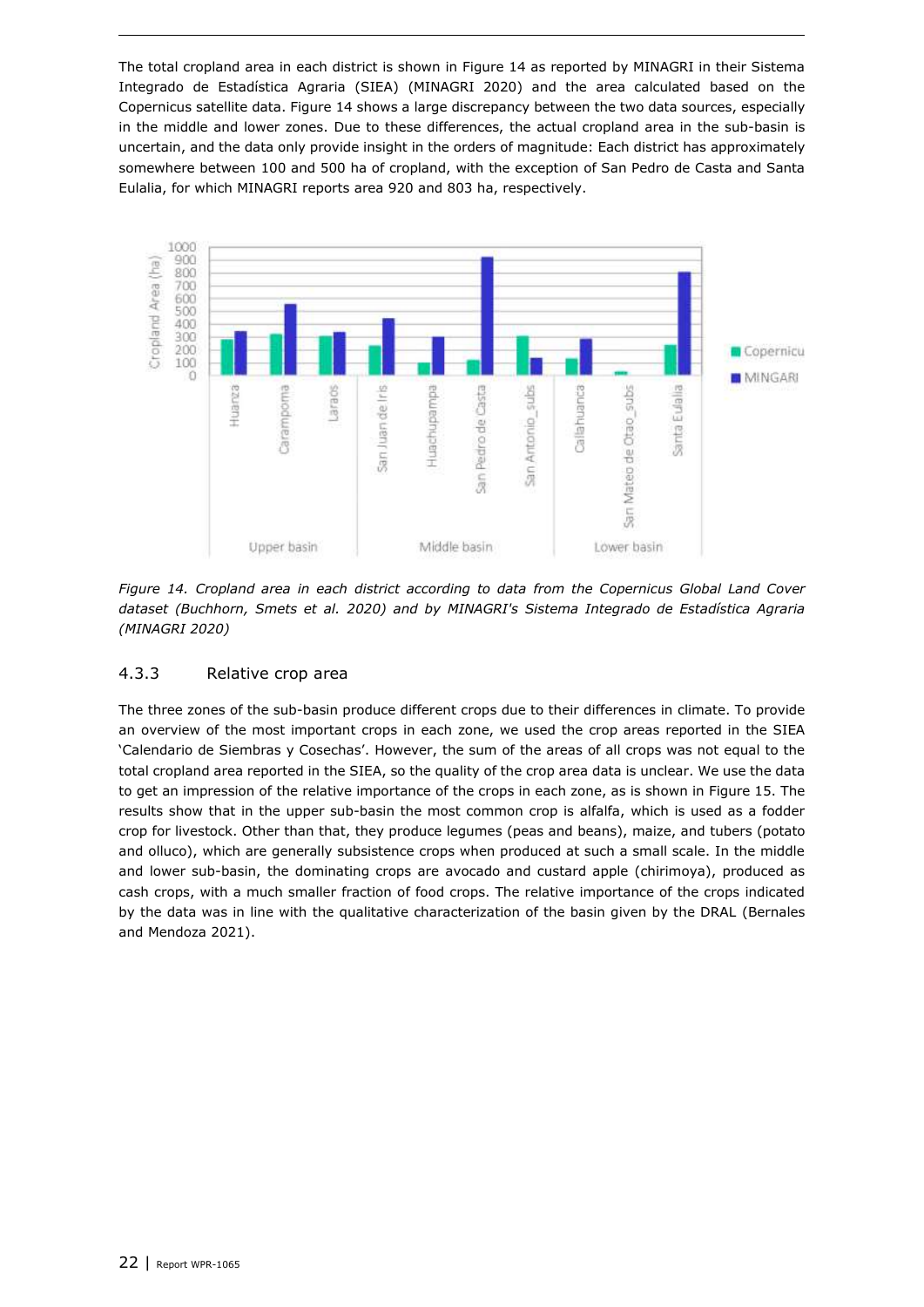The total cropland area in each district is shown in Figure 14 as reported by MINAGRI in their Sistema Integrado de Estadística Agraria (SIEA) (MINAGRI 2020) and the area calculated based on the Copernicus satellite data. Figure 14 shows a large discrepancy between the two data sources, especially in the middle and lower zones. Due to these differences, the actual cropland area in the sub-basin is uncertain, and the data only provide insight in the orders of magnitude: Each district has approximately somewhere between 100 and 500 ha of cropland, with the exception of San Pedro de Casta and Santa Eulalia, for which MINAGRI reports area 920 and 803 ha, respectively.

*Figure 14. Cropland area in each district according to data from the Copernicus Global Land Cover dataset (Buchhorn, Smets et al. 2020) and by MINAGRI's Sistema Integrado de Estadística Agraria (MINAGRI 2020)*

### 4.3.3 Relative crop area

The three zones of the sub-basin produce different crops due to their differences in climate. To provide an overview of the most important crops in each zone, we used the crop areas reported in the SIEA 'Calendario de Siembras y Cosechas'. However, the sum of the areas of all crops was not equal to the total cropland area reported in the SIEA, so the quality of the crop area data is unclear. We use the data to get an impression of the relative importance of the crops in each zone, as is shown in Figure 15. The results show that in the upper sub-basin the most common crop is alfalfa, which is used as a fodder crop for livestock. Other than that, they produce legumes (peas and beans), maize, and tubers (potato and olluco), which are generally subsistence crops when produced at such a small scale. In the middle and lower sub-basin, the dominating crops are avocado and custard apple (chirimoya), produced as cash crops, with a much smaller fraction of food crops. The relative importance of the crops indicated by the data was in line with the qualitative characterization of the basin given by the DRAL (Bernales and Mendoza 2021).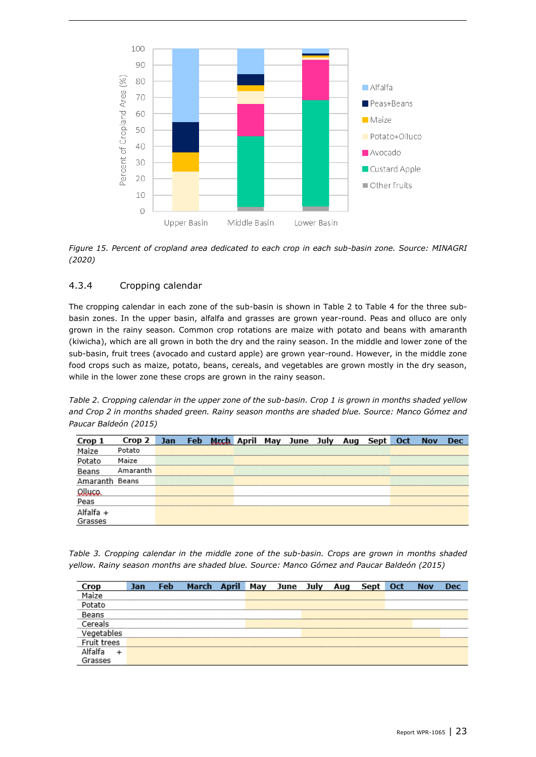*Figure 15. Percent of cropland area dedicated to each crop in each sub-basin zone. Source: MINAGRI (2020)*

### 4.3.4 Cropping calendar

The cropping calendar in each zone of the sub-basin is shown in Table 2 to Table 4 for the three sub-basin zones. In the upper basin, alfalfa and grasses are grown year-round. Peas and olluco are only grown in the rainy season. Common crop rotations are maize with potato and beans with amaranth (kiwicha), which are all grown in both the dry and the rainy season. In the middle and lower zone of the sub-basin, fruit trees (avocado and custard apple) are grown year-round. However, in the middle zone food crops such as maize, potato, beans, cereals, and vegetables are grown mostly in the dry season, while in the lower zone these crops are grown in the rainy season.

*Table 2. Cropping calendar in the upper zone of the sub-basin. Crop 1 is grown in months shaded yellow and Crop 2 in months shaded green. Rainy season months are shaded blue. Source: Manco Gómez and Paucar Baldeón (2015)*

| Crop 1 | Crop 2 | Jan | Feb | Mrch | April | May | June | July | Aug | Sept | Oct | Nov | Dec |
|---|---|---|---|---|---|---|---|---|---|---|---|---|---|
| Maize | Potato | Yellow | Yellow | Yellow | Green | Green | Green | Green | Green | Green | Yellow | Yellow | Yellow |
| Potato | Maize | Yellow | Yellow | Yellow | Green | Green | Green | Green | Green | Green | Yellow | Yellow | Yellow |
| Beans | Amaranth | Yellow | Yellow | Yellow | Green | Green | Green | Green | Green | Green | Yellow | Yellow | Yellow |
| Amaranth | Beans | Green | Green | Green | Yellow | Yellow | Yellow | Yellow | Yellow | Yellow | Green | Green | Green |
| Olluco | | Yellow | Yellow | Yellow | | | | | | | Yellow | Yellow | Yellow |
| Peas | | Yellow | Yellow | Yellow | | | | | | | Yellow | Yellow | Yellow |
| Alfalfa + Grasses | | Yellow | Yellow | Yellow | Yellow | Yellow | Yellow | Yellow | Yellow | Yellow | Yellow | Yellow | Yellow |

*Table 3. Cropping calendar in the middle zone of the sub-basin. Crops are grown in months shaded yellow. Rainy season months are shaded blue. Source: Manco Gómez and Paucar Baldeón (2015)*

| Crop | Jan | Feb | March | April | May | June | July | Aug | Sept | Oct | Nov | Dec |
|---|---|---|---|---|---|---|---|---|---|---|---|---|
| Maize | | | | | Yellow | Yellow | Yellow | Yellow | Yellow | | | |
| Potato | | | | | Yellow | Yellow | Yellow | Yellow | Yellow | | | |
| Beans | | | | | | | Yellow | Yellow | Yellow | Yellow | Yellow | Yellow |
| Cereals | | | | | Yellow | Yellow | Yellow | Yellow | Yellow | Yellow | | |
| Vegetables | | | | | | | Yellow | Yellow | Yellow | Yellow | Yellow | |
| Fruit trees | Yellow | Yellow | Yellow | Yellow | Yellow | Yellow | Yellow | Yellow | Yellow | Yellow | Yellow | Yellow |
| Alfalfa + Grasses | Yellow | Yellow | Yellow | Yellow | Yellow | Yellow | Yellow | Yellow | Yellow | Yellow | Yellow | Yellow |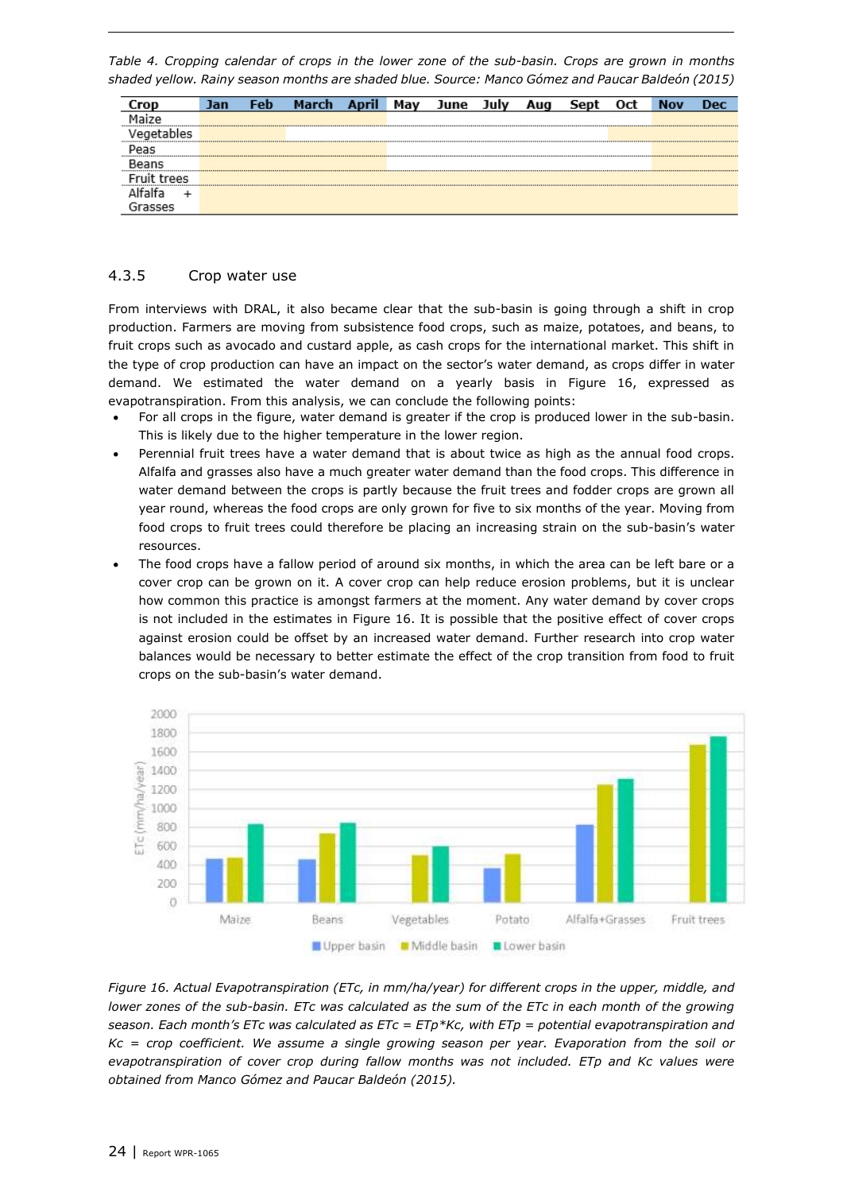*Table 4. Cropping calendar of crops in the lower zone of the sub-basin. Crops are grown in months shaded yellow. Rainy season months are shaded blue. Source: Manco Gómez and Paucar Baldeón (2015)*

| Crop | Jan | Feb | March | April | May | June | July | Aug | Sept | Oct | Nov | Dec |
|---|---|---|---|---|---|---|---|---|---|---|---|---|
| Maize | x | x | x | x | | | | | | | x | x |
| Vegetables | x | x | | | | | | | | x | x | x |
| Peas | x | x | x | x | | | | | | | x | x |
| Beans | x | x | x | x | | | | | | | x | x |
| Fruit trees | x | x | x | x | x | x | x | x | x | x | x | x |
| Alfalfa + Grasses | x | x | x | x | x | x | x | x | x | x | x | x |

Note: x = month shaded yellow (crop grown). Rainy season months (shaded blue): Jan, Feb, March, April, Nov, Dec.

### 4.3.5 Crop water use

From interviews with DRAL, it also became clear that the sub-basin is going through a shift in crop production. Farmers are moving from subsistence food crops, such as maize, potatoes, and beans, to fruit crops such as avocado and custard apple, as cash crops for the international market. This shift in the type of crop production can have an impact on the sector's water demand, as crops differ in water demand. We estimated the water demand on a yearly basis in Figure 16, expressed as evapotranspiration. From this analysis, we can conclude the following points:

- For all crops in the figure, water demand is greater if the crop is produced lower in the sub-basin. This is likely due to the higher temperature in the lower region.
- Perennial fruit trees have a water demand that is about twice as high as the annual food crops. Alfalfa and grasses also have a much greater water demand than the food crops. This difference in water demand between the crops is partly because the fruit trees and fodder crops are grown all year round, whereas the food crops are only grown for five to six months of the year. Moving from food crops to fruit trees could therefore be placing an increasing strain on the sub-basin's water resources.
- The food crops have a fallow period of around six months, in which the area can be left bare or a cover crop can be grown on it. A cover crop can help reduce erosion problems, but it is unclear how common this practice is amongst farmers at the moment. Any water demand by cover crops is not included in the estimates in Figure 16. It is possible that the positive effect of cover crops against erosion could be offset by an increased water demand. Further research into crop water balances would be necessary to better estimate the effect of the crop transition from food to fruit crops on the sub-basin's water demand.

*Figure 16. Actual Evapotranspiration (ETc, in mm/ha/year) for different crops in the upper, middle, and lower zones of the sub-basin. ETc was calculated as the sum of the ETc in each month of the growing season. Each month's ETc was calculated as ETc = ETp\*Kc, with ETp = potential evapotranspiration and Kc = crop coefficient. We assume a single growing season per year. Evaporation from the soil or evapotranspiration of cover crop during fallow months was not included. ETp and Kc values were obtained from Manco Gómez and Paucar Baldeón (2015).*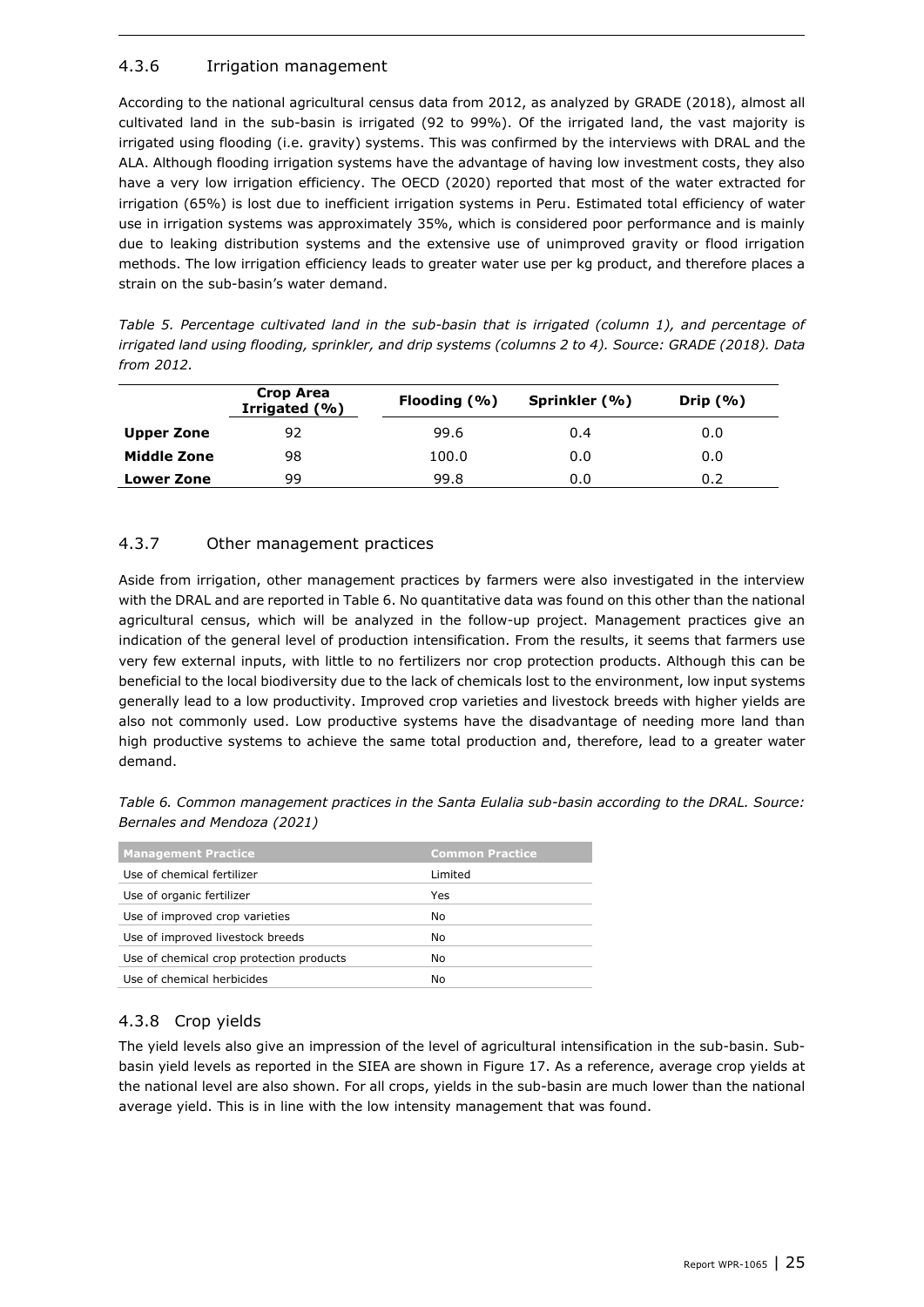### 4.3.6 Irrigation management

According to the national agricultural census data from 2012, as analyzed by GRADE (2018), almost all cultivated land in the sub-basin is irrigated (92 to 99%). Of the irrigated land, the vast majority is irrigated using flooding (i.e. gravity) systems. This was confirmed by the interviews with DRAL and the ALA. Although flooding irrigation systems have the advantage of having low investment costs, they also have a very low irrigation efficiency. The OECD (2020) reported that most of the water extracted for irrigation (65%) is lost due to inefficient irrigation systems in Peru. Estimated total efficiency of water use in irrigation systems was approximately 35%, which is considered poor performance and is mainly due to leaking distribution systems and the extensive use of unimproved gravity or flood irrigation methods. The low irrigation efficiency leads to greater water use per kg product, and therefore places a strain on the sub-basin's water demand.

*Table 5. Percentage cultivated land in the sub-basin that is irrigated (column 1), and percentage of irrigated land using flooding, sprinkler, and drip systems (columns 2 to 4). Source: GRADE (2018). Data from 2012.*

| | Crop Area Irrigated (%) | Flooding (%) | Sprinkler (%) | Drip (%) |
|---|---|---|---|---|
| **Upper Zone** | 92 | 99.6 | 0.4 | 0.0 |
| **Middle Zone** | 98 | 100.0 | 0.0 | 0.0 |
| **Lower Zone** | 99 | 99.8 | 0.0 | 0.2 |

### 4.3.7 Other management practices

Aside from irrigation, other management practices by farmers were also investigated in the interview with the DRAL and are reported in Table 6. No quantitative data was found on this other than the national agricultural census, which will be analyzed in the follow-up project. Management practices give an indication of the general level of production intensification. From the results, it seems that farmers use very few external inputs, with little to no fertilizers nor crop protection products. Although this can be beneficial to the local biodiversity due to the lack of chemicals lost to the environment, low input systems generally lead to a low productivity. Improved crop varieties and livestock breeds with higher yields are also not commonly used. Low productive systems have the disadvantage of needing more land than high productive systems to achieve the same total production and, therefore, lead to a greater water demand.

*Table 6. Common management practices in the Santa Eulalia sub-basin according to the DRAL. Source: Bernales and Mendoza (2021)*

| Management Practice | Common Practice |
|---|---|
| Use of chemical fertilizer | Limited |
| Use of organic fertilizer | Yes |
| Use of improved crop varieties | No |
| Use of improved livestock breeds | No |
| Use of chemical crop protection products | No |
| Use of chemical herbicides | No |

### 4.3.8 Crop yields

The yield levels also give an impression of the level of agricultural intensification in the sub-basin. Sub-basin yield levels as reported in the SIEA are shown in Figure 17. As a reference, average crop yields at the national level are also shown. For all crops, yields in the sub-basin are much lower than the national average yield. This is in line with the low intensity management that was found.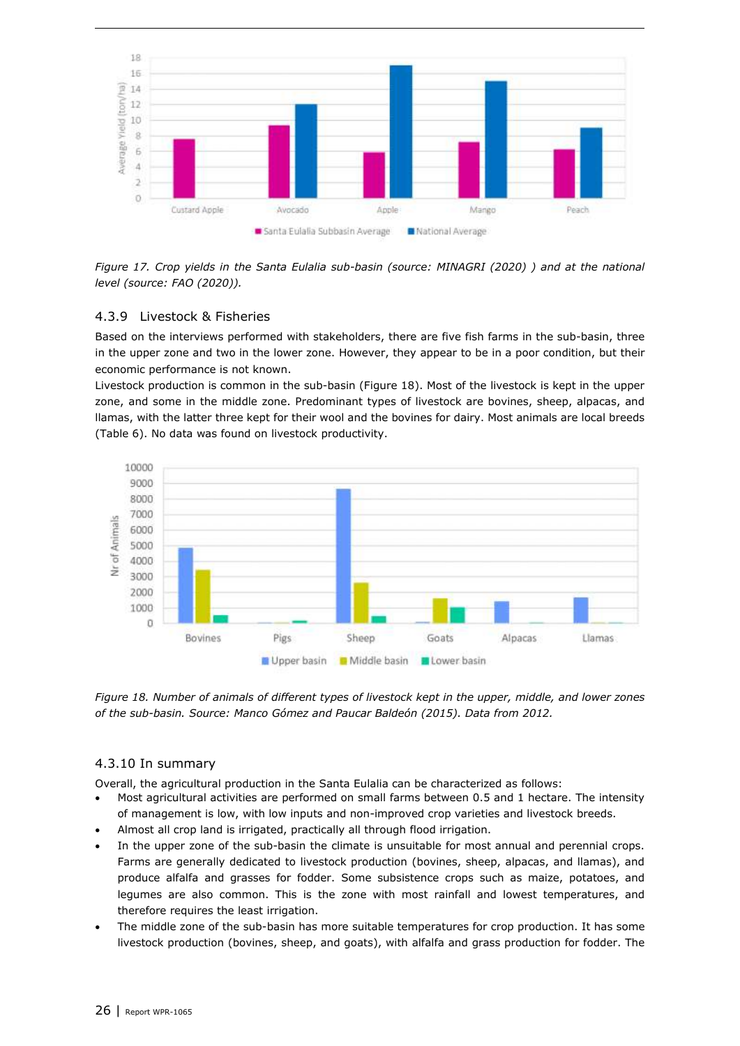Figure 17. *Crop yields in the Santa Eulalia sub-basin (source: MINAGRI (2020) ) and at the national level (source: FAO (2020)).*

### 4.3.9 Livestock & Fisheries

Based on the interviews performed with stakeholders, there are five fish farms in the sub-basin, three in the upper zone and two in the lower zone. However, they appear to be in a poor condition, but their economic performance is not known.

Livestock production is common in the sub-basin (Figure 18). Most of the livestock is kept in the upper zone, and some in the middle zone. Predominant types of livestock are bovines, sheep, alpacas, and llamas, with the latter three kept for their wool and the bovines for dairy. Most animals are local breeds (Table 6). No data was found on livestock productivity.

*Figure 18. Number of animals of different types of livestock kept in the upper, middle, and lower zones of the sub-basin. Source: Manco Gómez and Paucar Baldeón (2015). Data from 2012.*

### 4.3.10 In summary

Overall, the agricultural production in the Santa Eulalia can be characterized as follows:

- Most agricultural activities are performed on small farms between 0.5 and 1 hectare. The intensity of management is low, with low inputs and non-improved crop varieties and livestock breeds.
- Almost all crop land is irrigated, practically all through flood irrigation.
- In the upper zone of the sub-basin the climate is unsuitable for most annual and perennial crops. Farms are generally dedicated to livestock production (bovines, sheep, alpacas, and llamas), and produce alfalfa and grasses for fodder. Some subsistence crops such as maize, potatoes, and legumes are also common. This is the zone with most rainfall and lowest temperatures, and therefore requires the least irrigation.
- The middle zone of the sub-basin has more suitable temperatures for crop production. It has some livestock production (bovines, sheep, and goats), with alfalfa and grass production for fodder. The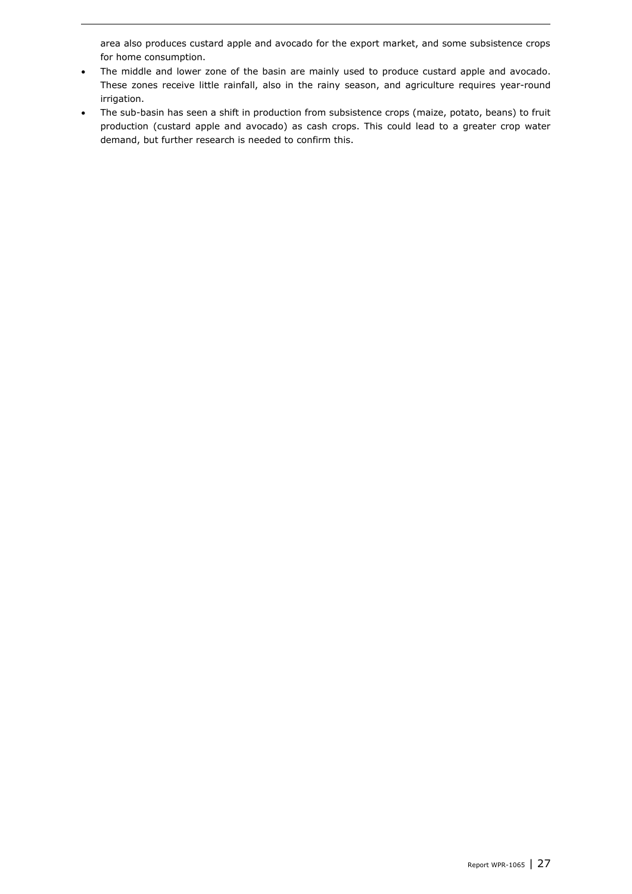area also produces custard apple and avocado for the export market, and some subsistence crops for home consumption.

- The middle and lower zone of the basin are mainly used to produce custard apple and avocado. These zones receive little rainfall, also in the rainy season, and agriculture requires year-round irrigation.
- The sub-basin has seen a shift in production from subsistence crops (maize, potato, beans) to fruit production (custard apple and avocado) as cash crops. This could lead to a greater crop water demand, but further research is needed to confirm this.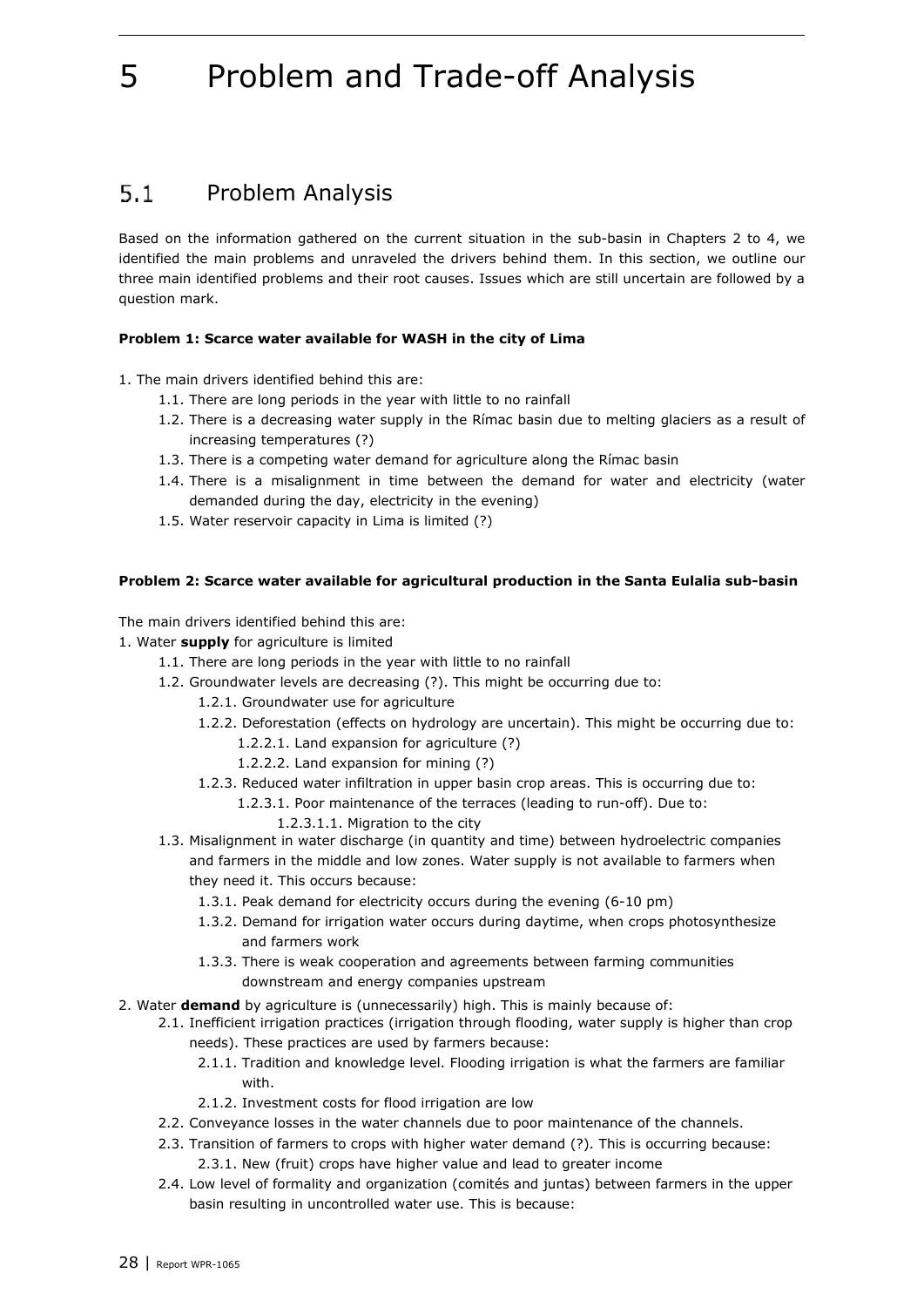# 5 Problem and Trade-off Analysis

## 5.1 Problem Analysis

Based on the information gathered on the current situation in the sub-basin in Chapters 2 to 4, we identified the main problems and unraveled the drivers behind them. In this section, we outline our three main identified problems and their root causes. Issues which are still uncertain are followed by a question mark.

**Problem 1: Scarce water available for WASH in the city of Lima**

1. The main drivers identified behind this are:
    - 1.1. There are long periods in the year with little to no rainfall
    - 1.2. There is a decreasing water supply in the Rímac basin due to melting glaciers as a result of increasing temperatures (?)
    - 1.3. There is a competing water demand for agriculture along the Rímac basin
    - 1.4. There is a misalignment in time between the demand for water and electricity (water demanded during the day, electricity in the evening)
    - 1.5. Water reservoir capacity in Lima is limited (?)

**Problem 2: Scarce water available for agricultural production in the Santa Eulalia sub-basin**

The main drivers identified behind this are:

1. Water **supply** for agriculture is limited
    - 1.1. There are long periods in the year with little to no rainfall
    - 1.2. Groundwater levels are decreasing (?). This might be occurring due to:
        - 1.2.1. Groundwater use for agriculture
        - 1.2.2. Deforestation (effects on hydrology are uncertain). This might be occurring due to:
            - 1.2.2.1. Land expansion for agriculture (?)
            - 1.2.2.2. Land expansion for mining (?)
        - 1.2.3. Reduced water infiltration in upper basin crop areas. This is occurring due to:
            - 1.2.3.1. Poor maintenance of the terraces (leading to run-off). Due to:
                - 1.2.3.1.1. Migration to the city
    - 1.3. Misalignment in water discharge (in quantity and time) between hydroelectric companies and farmers in the middle and low zones. Water supply is not available to farmers when they need it. This occurs because:
        - 1.3.1. Peak demand for electricity occurs during the evening (6-10 pm)
        - 1.3.2. Demand for irrigation water occurs during daytime, when crops photosynthesize and farmers work
        - 1.3.3. There is weak cooperation and agreements between farming communities downstream and energy companies upstream
2. Water **demand** by agriculture is (unnecessarily) high. This is mainly because of:
    - 2.1. Inefficient irrigation practices (irrigation through flooding, water supply is higher than crop needs). These practices are used by farmers because:
        - 2.1.1. Tradition and knowledge level. Flooding irrigation is what the farmers are familiar with.
        - 2.1.2. Investment costs for flood irrigation are low
    - 2.2. Conveyance losses in the water channels due to poor maintenance of the channels.
    - 2.3. Transition of farmers to crops with higher water demand (?). This is occurring because:
        - 2.3.1. New (fruit) crops have higher value and lead to greater income
    - 2.4. Low level of formality and organization (comités and juntas) between farmers in the upper basin resulting in uncontrolled water use. This is because: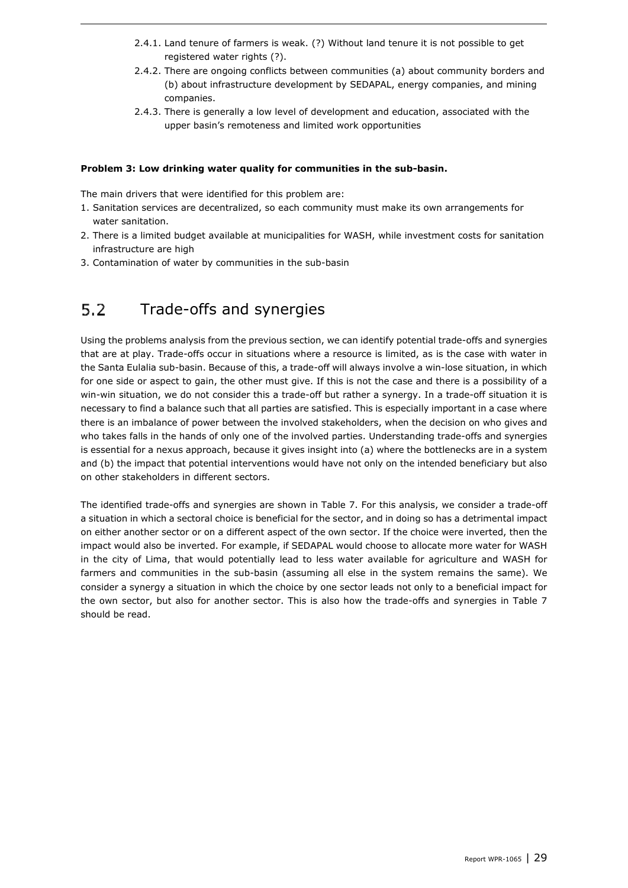2.4.1. Land tenure of farmers is weak. (?) Without land tenure it is not possible to get registered water rights (?).

2.4.2. There are ongoing conflicts between communities (a) about community borders and (b) about infrastructure development by SEDAPAL, energy companies, and mining companies.

2.4.3. There is generally a low level of development and education, associated with the upper basin's remoteness and limited work opportunities

**Problem 3: Low drinking water quality for communities in the sub-basin.**

The main drivers that were identified for this problem are:

1. Sanitation services are decentralized, so each community must make its own arrangements for water sanitation.
2. There is a limited budget available at municipalities for WASH, while investment costs for sanitation infrastructure are high
3. Contamination of water by communities in the sub-basin

## 5.2 Trade-offs and synergies

Using the problems analysis from the previous section, we can identify potential trade-offs and synergies that are at play. Trade-offs occur in situations where a resource is limited, as is the case with water in the Santa Eulalia sub-basin. Because of this, a trade-off will always involve a win-lose situation, in which for one side or aspect to gain, the other must give. If this is not the case and there is a possibility of a win-win situation, we do not consider this a trade-off but rather a synergy. In a trade-off situation it is necessary to find a balance such that all parties are satisfied. This is especially important in a case where there is an imbalance of power between the involved stakeholders, when the decision on who gives and who takes falls in the hands of only one of the involved parties. Understanding trade-offs and synergies is essential for a nexus approach, because it gives insight into (a) where the bottlenecks are in a system and (b) the impact that potential interventions would have not only on the intended beneficiary but also on other stakeholders in different sectors.

The identified trade-offs and synergies are shown in Table 7. For this analysis, we consider a trade-off a situation in which a sectoral choice is beneficial for the sector, and in doing so has a detrimental impact on either another sector or on a different aspect of the own sector. If the choice were inverted, then the impact would also be inverted. For example, if SEDAPAL would choose to allocate more water for WASH in the city of Lima, that would potentially lead to less water available for agriculture and WASH for farmers and communities in the sub-basin (assuming all else in the system remains the same). We consider a synergy a situation in which the choice by one sector leads not only to a beneficial impact for the own sector, but also for another sector. This is also how the trade-offs and synergies in Table 7 should be read.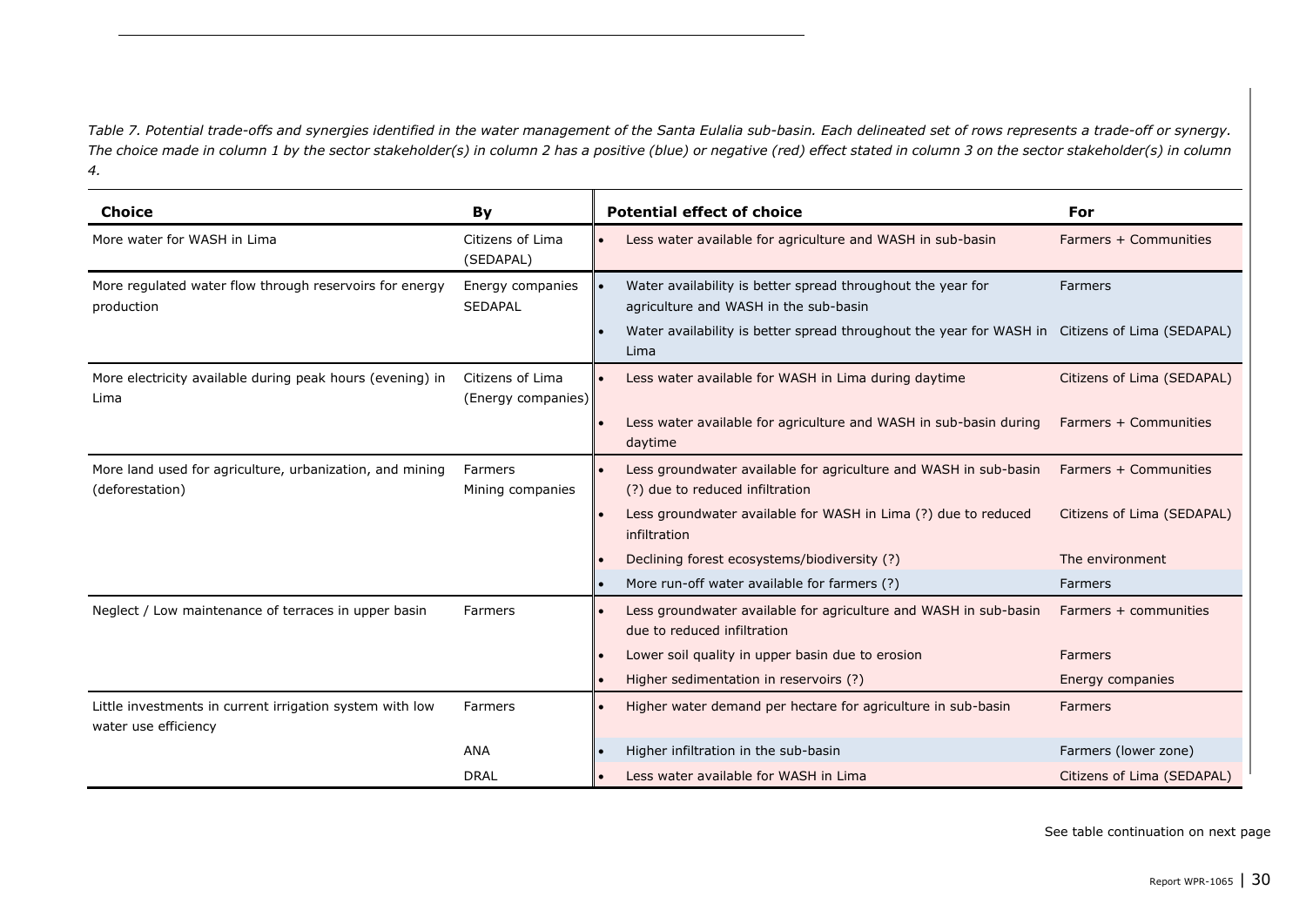*Table 7. Potential trade-offs and synergies identified in the water management of the Santa Eulalia sub-basin. Each delineated set of rows represents a trade-off or synergy. The choice made in column 1 by the sector stakeholder(s) in column 2 has a positive (blue) or negative (red) effect stated in column 3 on the sector stakeholder(s) in column 4.*

| Choice | By | Potential effect of choice | For |
|---|---|---|---|
| More water for WASH in Lima | Citizens of Lima (SEDAPAL) | • Less water available for agriculture and WASH in sub-basin | Farmers + Communities |
| More regulated water flow through reservoirs for energy production | Energy companies SEDAPAL | • Water availability is better spread throughout the year for agriculture and WASH in the sub-basin | Farmers |
| | | • Water availability is better spread throughout the year for WASH in Lima | Citizens of Lima (SEDAPAL) |
| More electricity available during peak hours (evening) in Lima | Citizens of Lima (Energy companies) | • Less water available for WASH in Lima during daytime | Citizens of Lima (SEDAPAL) |
| | | • Less water available for agriculture and WASH in sub-basin during daytime | Farmers + Communities |
| More land used for agriculture, urbanization, and mining (deforestation) | Farmers Mining companies | • Less groundwater available for agriculture and WASH in sub-basin (?) due to reduced infiltration | Farmers + Communities |
| | | • Less groundwater available for WASH in Lima (?) due to reduced infiltration | Citizens of Lima (SEDAPAL) |
| | | • Declining forest ecosystems/biodiversity (?) | The environment |
| | | • More run-off water available for farmers (?) | Farmers |
| Neglect / Low maintenance of terraces in upper basin | Farmers | • Less groundwater available for agriculture and WASH in sub-basin due to reduced infiltration | Farmers + communities |
| | | • Lower soil quality in upper basin due to erosion | Farmers |
| | | • Higher sedimentation in reservoirs (?) | Energy companies |
| Little investments in current irrigation system with low water use efficiency | Farmers | • Higher water demand per hectare for agriculture in sub-basin | Farmers |
| | ANA | • Higher infiltration in the sub-basin | Farmers (lower zone) |
| | DRAL | • Less water available for WASH in Lima | Citizens of Lima (SEDAPAL) |

See table continuation on next page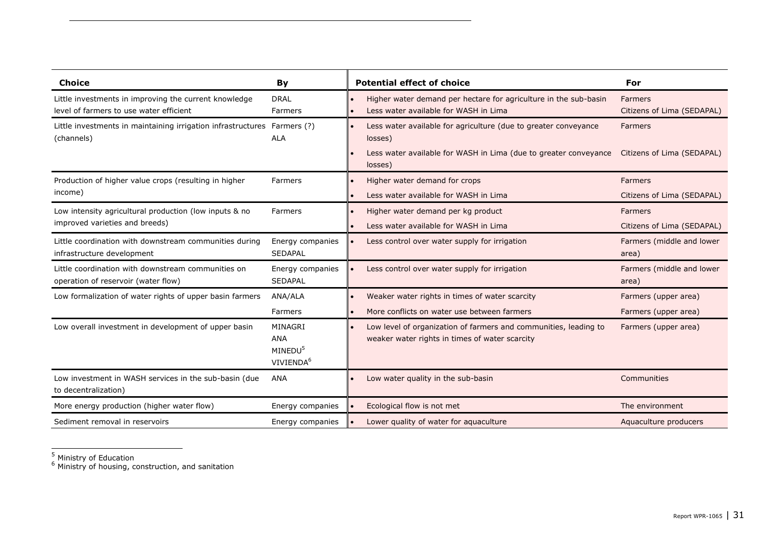| Choice | By | Potential effect of choice | For |
|---|---|---|---|
| Little investments in improving the current knowledge level of farmers to use water efficient | DRAL<br>Farmers | • Higher water demand per hectare for agriculture in the sub-basin<br>• Less water available for WASH in Lima | Farmers<br>Citizens of Lima (SEDAPAL) |
| Little investments in maintaining irrigation infrastructures (channels) | Farmers (?)<br>ALA | • Less water available for agriculture (due to greater conveyance losses)<br>• Less water available for WASH in Lima (due to greater conveyance losses) | Farmers<br>Citizens of Lima (SEDAPAL) |
| Production of higher value crops (resulting in higher income) | Farmers | • Higher water demand for crops<br>• Less water available for WASH in Lima | Farmers<br>Citizens of Lima (SEDAPAL) |
| Low intensity agricultural production (low inputs & no improved varieties and breeds) | Farmers | • Higher water demand per kg product<br>• Less water available for WASH in Lima | Farmers<br>Citizens of Lima (SEDAPAL) |
| Little coordination with downstream communities during infrastructure development | Energy companies<br>SEDAPAL | • Less control over water supply for irrigation | Farmers (middle and lower area) |
| Little coordination with downstream communities on operation of reservoir (water flow) | Energy companies<br>SEDAPAL | • Less control over water supply for irrigation | Farmers (middle and lower area) |
| Low formalization of water rights of upper basin farmers | ANA/ALA<br>Farmers | • Weaker water rights in times of water scarcity<br>• More conflicts on water use between farmers | Farmers (upper area)<br>Farmers (upper area) |
| Low overall investment in development of upper basin | MINAGRI<br>ANA<br>MINEDU[5]<br>VIVIENDA[6] | • Low level of organization of farmers and communities, leading to weaker water rights in times of water scarcity | Farmers (upper area) |
| Low investment in WASH services in the sub-basin (due to decentralization) | ANA | • Low water quality in the sub-basin | Communities |
| More energy production (higher water flow) | Energy companies | • Ecological flow is not met | The environment |
| Sediment removal in reservoirs | Energy companies | • Lower quality of water for aquaculture | Aquaculture producers |

[5] Ministry of Education

[6] Ministry of housing, construction, and sanitation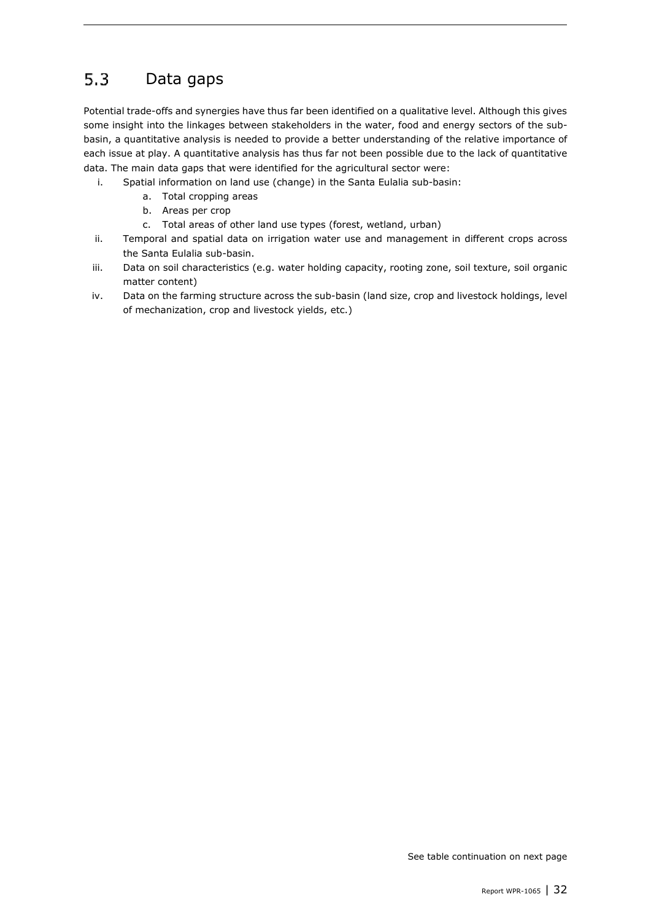## 5.3 Data gaps

Potential trade-offs and synergies have thus far been identified on a qualitative level. Although this gives some insight into the linkages between stakeholders in the water, food and energy sectors of the sub-basin, a quantitative analysis is needed to provide a better understanding of the relative importance of each issue at play. A quantitative analysis has thus far not been possible due to the lack of quantitative data. The main data gaps that were identified for the agricultural sector were:

i. Spatial information on land use (change) in the Santa Eulalia sub-basin:
   a. Total cropping areas
   b. Areas per crop
   c. Total areas of other land use types (forest, wetland, urban)

ii. Temporal and spatial data on irrigation water use and management in different crops across the Santa Eulalia sub-basin.

iii. Data on soil characteristics (e.g. water holding capacity, rooting zone, soil texture, soil organic matter content)

iv. Data on the farming structure across the sub-basin (land size, crop and livestock holdings, level of mechanization, crop and livestock yields, etc.)

See table continuation on next page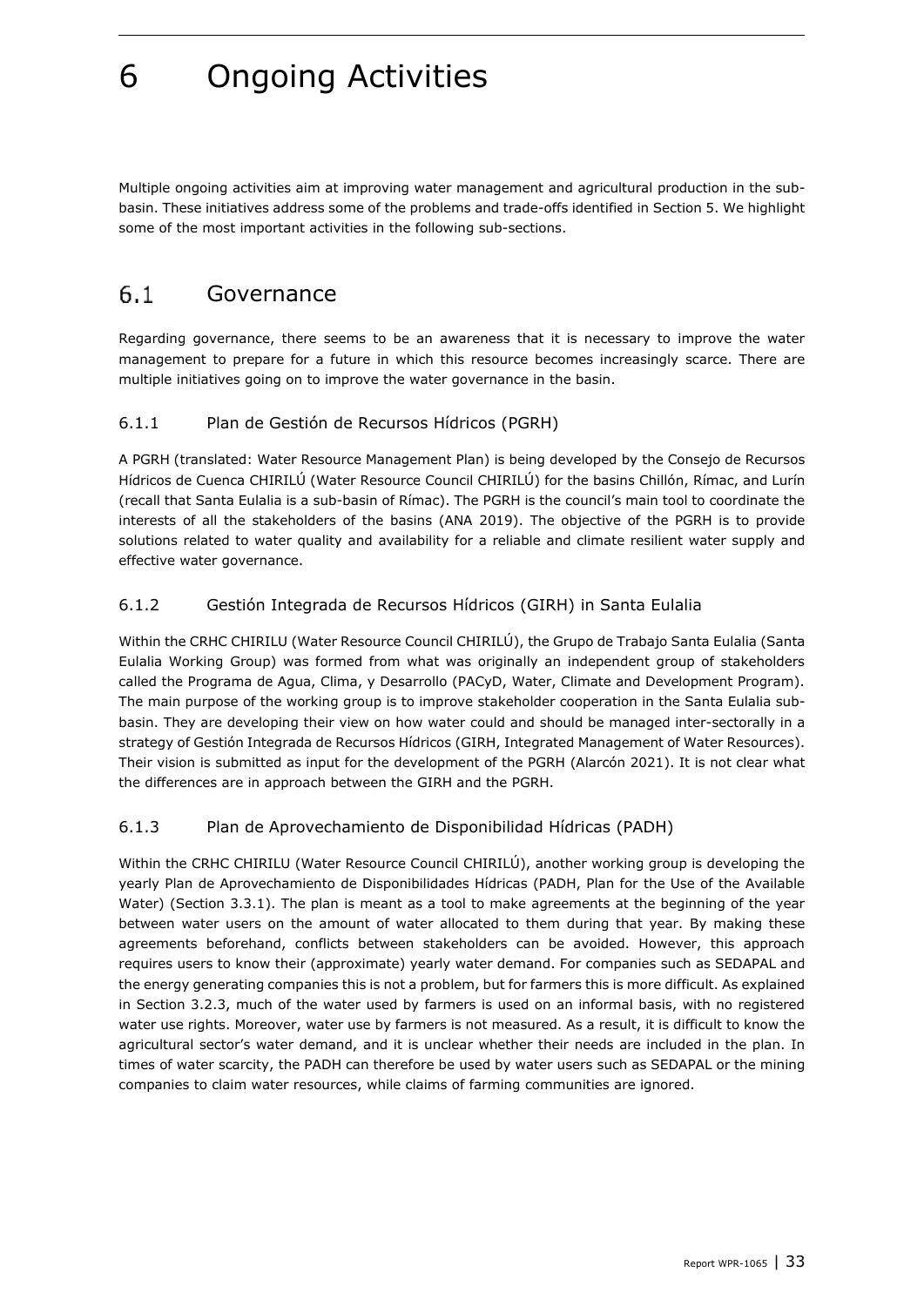# 6 Ongoing Activities

Multiple ongoing activities aim at improving water management and agricultural production in the sub-basin. These initiatives address some of the problems and trade-offs identified in Section 5. We highlight some of the most important activities in the following sub-sections.

## 6.1 Governance

Regarding governance, there seems to be an awareness that it is necessary to improve the water management to prepare for a future in which this resource becomes increasingly scarce. There are multiple initiatives going on to improve the water governance in the basin.

### 6.1.1 Plan de Gestión de Recursos Hídricos (PGRH)

A PGRH (translated: Water Resource Management Plan) is being developed by the Consejo de Recursos Hídricos de Cuenca CHIRILÚ (Water Resource Council CHIRILÚ) for the basins Chillón, Rímac, and Lurín (recall that Santa Eulalia is a sub-basin of Rímac). The PGRH is the council's main tool to coordinate the interests of all the stakeholders of the basins (ANA 2019). The objective of the PGRH is to provide solutions related to water quality and availability for a reliable and climate resilient water supply and effective water governance.

### 6.1.2 Gestión Integrada de Recursos Hídricos (GIRH) in Santa Eulalia

Within the CRHC CHIRILU (Water Resource Council CHIRILÚ), the Grupo de Trabajo Santa Eulalia (Santa Eulalia Working Group) was formed from what was originally an independent group of stakeholders called the Programa de Agua, Clima, y Desarrollo (PACyD, Water, Climate and Development Program). The main purpose of the working group is to improve stakeholder cooperation in the Santa Eulalia sub-basin. They are developing their view on how water could and should be managed inter-sectorally in a strategy of Gestión Integrada de Recursos Hídricos (GIRH, Integrated Management of Water Resources). Their vision is submitted as input for the development of the PGRH (Alarcón 2021). It is not clear what the differences are in approach between the GIRH and the PGRH.

### 6.1.3 Plan de Aprovechamiento de Disponibilidad Hídricas (PADH)

Within the CRHC CHIRILU (Water Resource Council CHIRILÚ), another working group is developing the yearly Plan de Aprovechamiento de Disponibilidades Hídricas (PADH, Plan for the Use of the Available Water) (Section 3.3.1). The plan is meant as a tool to make agreements at the beginning of the year between water users on the amount of water allocated to them during that year. By making these agreements beforehand, conflicts between stakeholders can be avoided. However, this approach requires users to know their (approximate) yearly water demand. For companies such as SEDAPAL and the energy generating companies this is not a problem, but for farmers this is more difficult. As explained in Section 3.2.3, much of the water used by farmers is used on an informal basis, with no registered water use rights. Moreover, water use by farmers is not measured. As a result, it is difficult to know the agricultural sector's water demand, and it is unclear whether their needs are included in the plan. In times of water scarcity, the PADH can therefore be used by water users such as SEDAPAL or the mining companies to claim water resources, while claims of farming communities are ignored.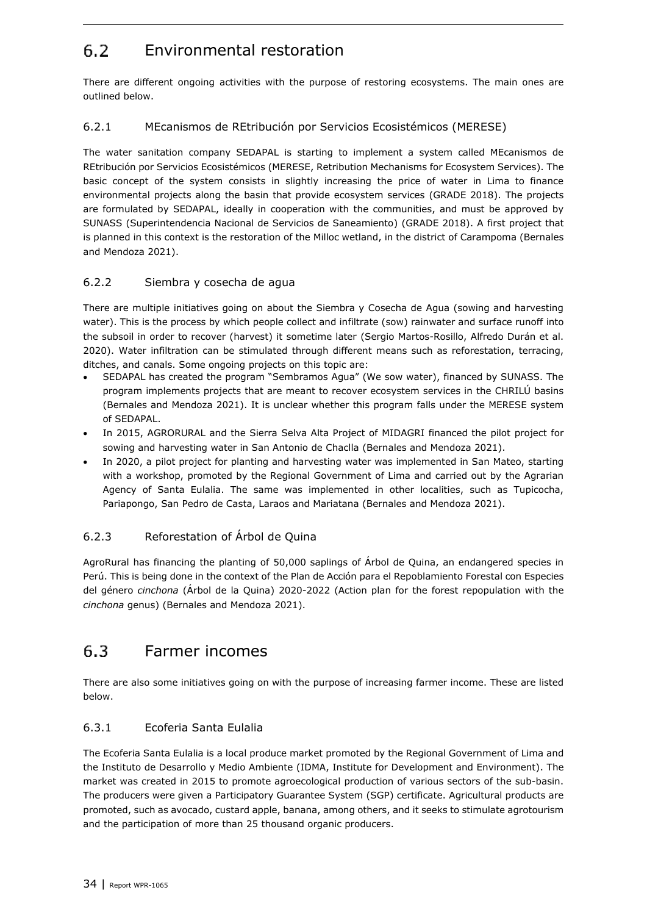## 6.2 Environmental restoration

There are different ongoing activities with the purpose of restoring ecosystems. The main ones are outlined below.

### 6.2.1 MEcanismos de REtribución por Servicios Ecosistémicos (MERESE)

The water sanitation company SEDAPAL is starting to implement a system called MEcanismos de REtribución por Servicios Ecosistémicos (MERESE, Retribution Mechanisms for Ecosystem Services). The basic concept of the system consists in slightly increasing the price of water in Lima to finance environmental projects along the basin that provide ecosystem services (GRADE 2018). The projects are formulated by SEDAPAL, ideally in cooperation with the communities, and must be approved by SUNASS (Superintendencia Nacional de Servicios de Saneamiento) (GRADE 2018). A first project that is planned in this context is the restoration of the Milloc wetland, in the district of Carampoma (Bernales and Mendoza 2021).

### 6.2.2 Siembra y cosecha de agua

There are multiple initiatives going on about the Siembra y Cosecha de Agua (sowing and harvesting water). This is the process by which people collect and infiltrate (sow) rainwater and surface runoff into the subsoil in order to recover (harvest) it sometime later (Sergio Martos-Rosillo, Alfredo Durán et al. 2020). Water infiltration can be stimulated through different means such as reforestation, terracing, ditches, and canals. Some ongoing projects on this topic are:

- SEDAPAL has created the program "Sembramos Agua" (We sow water), financed by SUNASS. The program implements projects that are meant to recover ecosystem services in the CHRILÚ basins (Bernales and Mendoza 2021). It is unclear whether this program falls under the MERESE system of SEDAPAL.
- In 2015, AGRORURAL and the Sierra Selva Alta Project of MIDAGRI financed the pilot project for sowing and harvesting water in San Antonio de Chaclla (Bernales and Mendoza 2021).
- In 2020, a pilot project for planting and harvesting water was implemented in San Mateo, starting with a workshop, promoted by the Regional Government of Lima and carried out by the Agrarian Agency of Santa Eulalia. The same was implemented in other localities, such as Tupicocha, Pariapongo, San Pedro de Casta, Laraos and Mariatana (Bernales and Mendoza 2021).

### 6.2.3 Reforestation of Árbol de Quina

AgroRural has financing the planting of 50,000 saplings of Árbol de Quina, an endangered species in Perú. This is being done in the context of the Plan de Acción para el Repoblamiento Forestal con Especies del género *cinchona* (Árbol de la Quina) 2020-2022 (Action plan for the forest repopulation with the *cinchona* genus) (Bernales and Mendoza 2021).

## 6.3 Farmer incomes

There are also some initiatives going on with the purpose of increasing farmer income. These are listed below.

### 6.3.1 Ecoferia Santa Eulalia

The Ecoferia Santa Eulalia is a local produce market promoted by the Regional Government of Lima and the Instituto de Desarrollo y Medio Ambiente (IDMA, Institute for Development and Environment). The market was created in 2015 to promote agroecological production of various sectors of the sub-basin. The producers were given a Participatory Guarantee System (SGP) certificate. Agricultural products are promoted, such as avocado, custard apple, banana, among others, and it seeks to stimulate agrotourism and the participation of more than 25 thousand organic producers.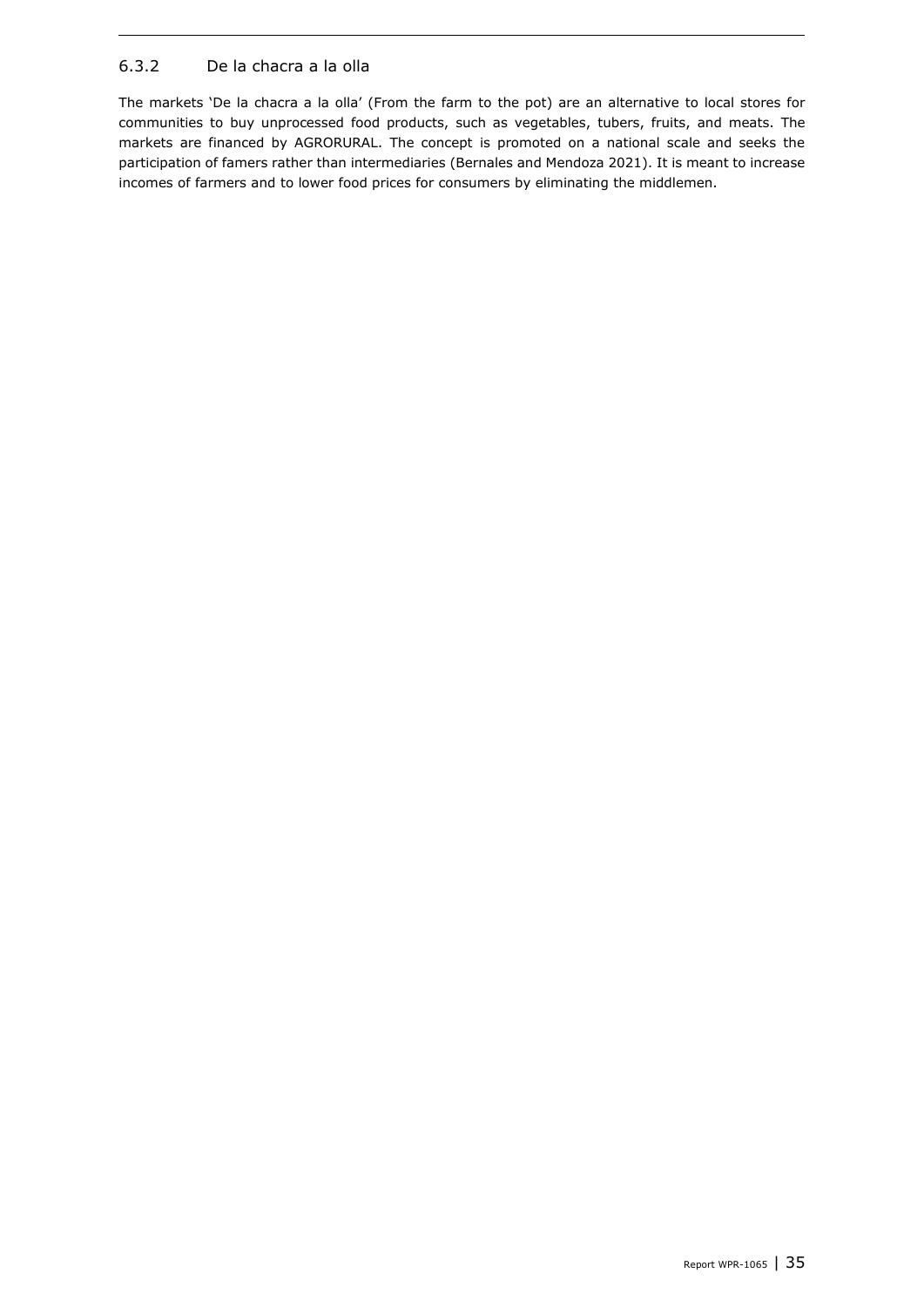### 6.3.2 De la chacra a la olla

The markets 'De la chacra a la olla' (From the farm to the pot) are an alternative to local stores for communities to buy unprocessed food products, such as vegetables, tubers, fruits, and meats. The markets are financed by AGRORURAL. The concept is promoted on a national scale and seeks the participation of famers rather than intermediaries (Bernales and Mendoza 2021). It is meant to increase incomes of farmers and to lower food prices for consumers by eliminating the middlemen.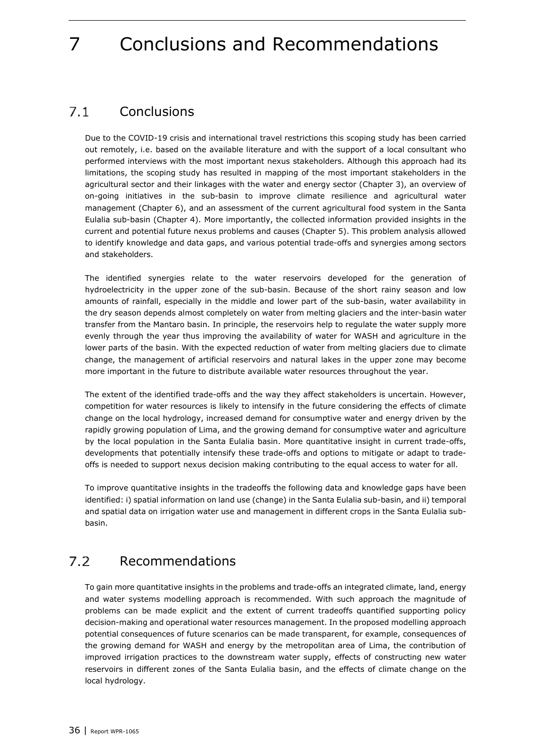# 7 Conclusions and Recommendations

## 7.1 Conclusions

Due to the COVID-19 crisis and international travel restrictions this scoping study has been carried out remotely, i.e. based on the available literature and with the support of a local consultant who performed interviews with the most important nexus stakeholders. Although this approach had its limitations, the scoping study has resulted in mapping of the most important stakeholders in the agricultural sector and their linkages with the water and energy sector (Chapter 3), an overview of on-going initiatives in the sub-basin to improve climate resilience and agricultural water management (Chapter 6), and an assessment of the current agricultural food system in the Santa Eulalia sub-basin (Chapter 4). More importantly, the collected information provided insights in the current and potential future nexus problems and causes (Chapter 5). This problem analysis allowed to identify knowledge and data gaps, and various potential trade-offs and synergies among sectors and stakeholders.

The identified synergies relate to the water reservoirs developed for the generation of hydroelectricity in the upper zone of the sub-basin. Because of the short rainy season and low amounts of rainfall, especially in the middle and lower part of the sub-basin, water availability in the dry season depends almost completely on water from melting glaciers and the inter-basin water transfer from the Mantaro basin. In principle, the reservoirs help to regulate the water supply more evenly through the year thus improving the availability of water for WASH and agriculture in the lower parts of the basin. With the expected reduction of water from melting glaciers due to climate change, the management of artificial reservoirs and natural lakes in the upper zone may become more important in the future to distribute available water resources throughout the year.

The extent of the identified trade-offs and the way they affect stakeholders is uncertain. However, competition for water resources is likely to intensify in the future considering the effects of climate change on the local hydrology, increased demand for consumptive water and energy driven by the rapidly growing population of Lima, and the growing demand for consumptive water and agriculture by the local population in the Santa Eulalia basin. More quantitative insight in current trade-offs, developments that potentially intensify these trade-offs and options to mitigate or adapt to trade-offs is needed to support nexus decision making contributing to the equal access to water for all.

To improve quantitative insights in the tradeoffs the following data and knowledge gaps have been identified: i) spatial information on land use (change) in the Santa Eulalia sub-basin, and ii) temporal and spatial data on irrigation water use and management in different crops in the Santa Eulalia sub-basin.

## 7.2 Recommendations

To gain more quantitative insights in the problems and trade-offs an integrated climate, land, energy and water systems modelling approach is recommended. With such approach the magnitude of problems can be made explicit and the extent of current tradeoffs quantified supporting policy decision-making and operational water resources management. In the proposed modelling approach potential consequences of future scenarios can be made transparent, for example, consequences of the growing demand for WASH and energy by the metropolitan area of Lima, the contribution of improved irrigation practices to the downstream water supply, effects of constructing new water reservoirs in different zones of the Santa Eulalia basin, and the effects of climate change on the local hydrology.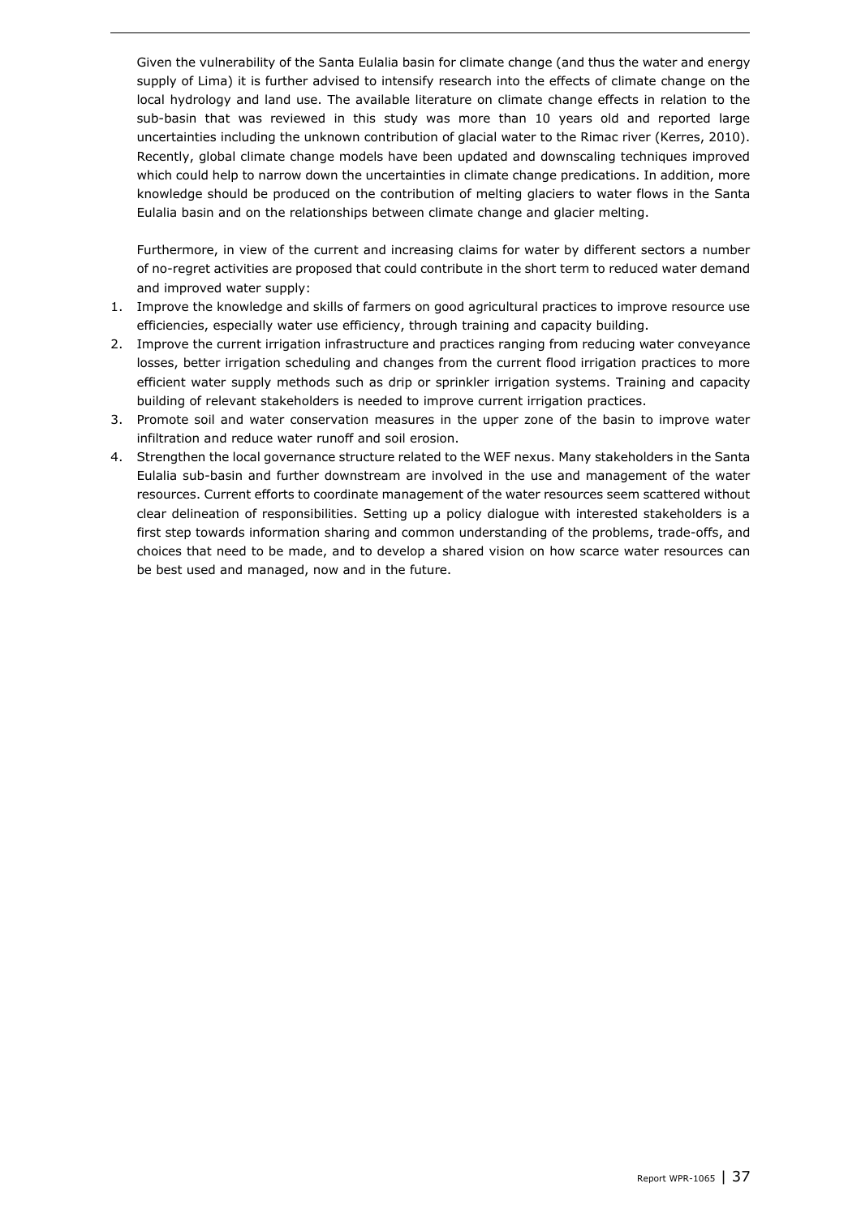Given the vulnerability of the Santa Eulalia basin for climate change (and thus the water and energy supply of Lima) it is further advised to intensify research into the effects of climate change on the local hydrology and land use. The available literature on climate change effects in relation to the sub-basin that was reviewed in this study was more than 10 years old and reported large uncertainties including the unknown contribution of glacial water to the Rimac river (Kerres, 2010). Recently, global climate change models have been updated and downscaling techniques improved which could help to narrow down the uncertainties in climate change predications. In addition, more knowledge should be produced on the contribution of melting glaciers to water flows in the Santa Eulalia basin and on the relationships between climate change and glacier melting.

Furthermore, in view of the current and increasing claims for water by different sectors a number of no-regret activities are proposed that could contribute in the short term to reduced water demand and improved water supply:

1. Improve the knowledge and skills of farmers on good agricultural practices to improve resource use efficiencies, especially water use efficiency, through training and capacity building.
2. Improve the current irrigation infrastructure and practices ranging from reducing water conveyance losses, better irrigation scheduling and changes from the current flood irrigation practices to more efficient water supply methods such as drip or sprinkler irrigation systems. Training and capacity building of relevant stakeholders is needed to improve current irrigation practices.
3. Promote soil and water conservation measures in the upper zone of the basin to improve water infiltration and reduce water runoff and soil erosion.
4. Strengthen the local governance structure related to the WEF nexus. Many stakeholders in the Santa Eulalia sub-basin and further downstream are involved in the use and management of the water resources. Current efforts to coordinate management of the water resources seem scattered without clear delineation of responsibilities. Setting up a policy dialogue with interested stakeholders is a first step towards information sharing and common understanding of the problems, trade-offs, and choices that need to be made, and to develop a shared vision on how scarce water resources can be best used and managed, now and in the future.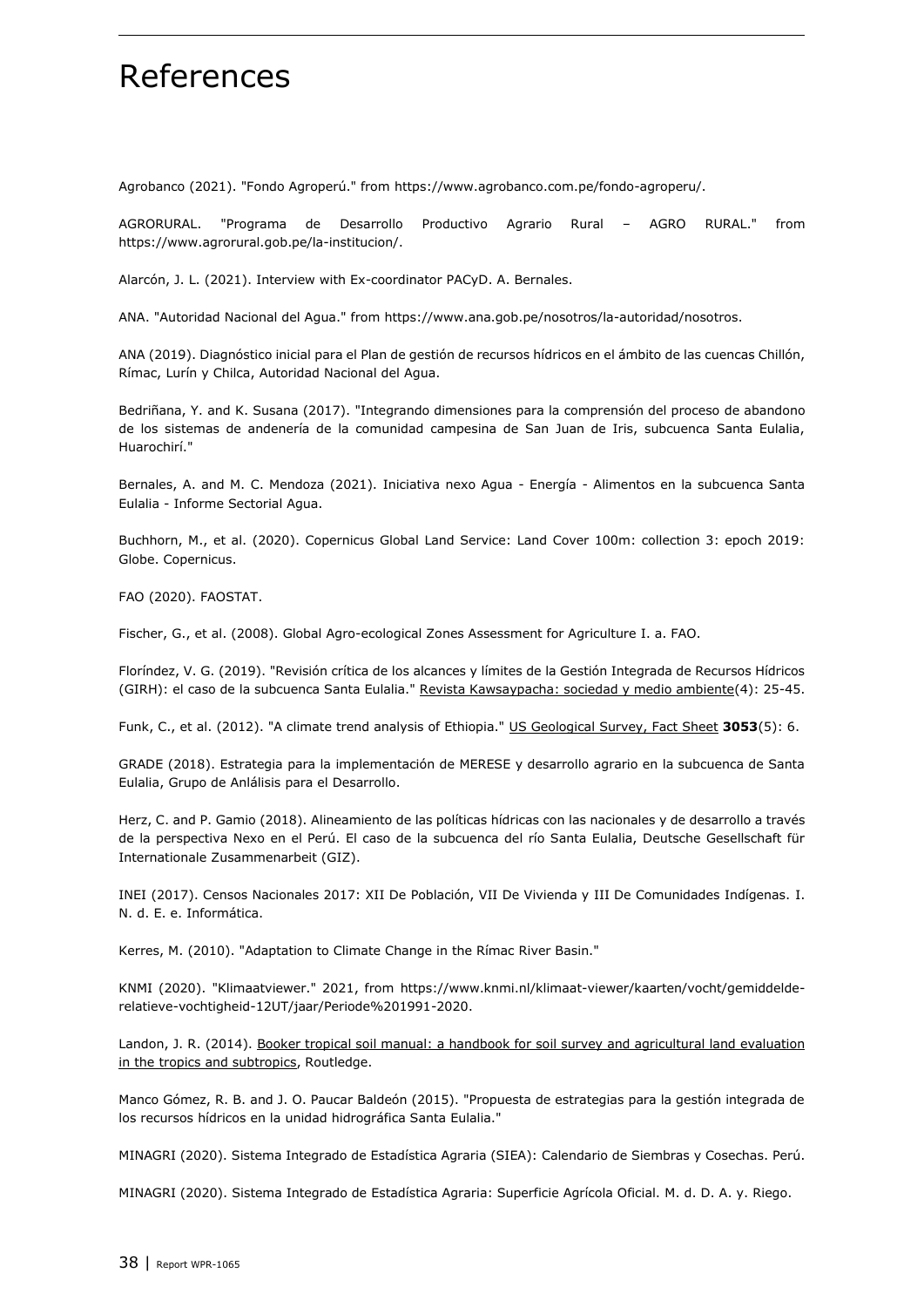# References

Agrobanco (2021). "Fondo Agroperú." from https://www.agrobanco.com.pe/fondo-agroperu/.

AGRORURAL. "Programa de Desarrollo Productivo Agrario Rural – AGRO RURAL." from https://www.agrorural.gob.pe/la-institucion/.

Alarcón, J. L. (2021). Interview with Ex-coordinator PACyD. A. Bernales.

ANA. "Autoridad Nacional del Agua." from https://www.ana.gob.pe/nosotros/la-autoridad/nosotros.

ANA (2019). Diagnóstico inicial para el Plan de gestión de recursos hídricos en el ámbito de las cuencas Chillón, Rímac, Lurín y Chilca, Autoridad Nacional del Agua.

Bedriñana, Y. and K. Susana (2017). "Integrando dimensiones para la comprensión del proceso de abandono de los sistemas de andenería de la comunidad campesina de San Juan de Iris, subcuenca Santa Eulalia, Huarochirí."

Bernales, A. and M. C. Mendoza (2021). Iniciativa nexo Agua - Energía - Alimentos en la subcuenca Santa Eulalia - Informe Sectorial Agua.

Buchhorn, M., et al. (2020). Copernicus Global Land Service: Land Cover 100m: collection 3: epoch 2019: Globe. Copernicus.

FAO (2020). FAOSTAT.

Fischer, G., et al. (2008). Global Agro-ecological Zones Assessment for Agriculture I. a. FAO.

Floríndez, V. G. (2019). "Revisión crítica de los alcances y límites de la Gestión Integrada de Recursos Hídricos (GIRH): el caso de la subcuenca Santa Eulalia." Revista Kawsaypacha: sociedad y medio ambiente(4): 25-45.

Funk, C., et al. (2012). "A climate trend analysis of Ethiopia." US Geological Survey, Fact Sheet **3053**(5): 6.

GRADE (2018). Estrategia para la implementación de MERESE y desarrollo agrario en la subcuenca de Santa Eulalia, Grupo de Anlálisis para el Desarrollo.

Herz, C. and P. Gamio (2018). Alineamiento de las políticas hídricas con las nacionales y de desarrollo a través de la perspectiva Nexo en el Perú. El caso de la subcuenca del río Santa Eulalia, Deutsche Gesellschaft für Internationale Zusammenarbeit (GIZ).

INEI (2017). Censos Nacionales 2017: XII De Población, VII De Vivienda y III De Comunidades Indígenas. I. N. d. E. e. Informática.

Kerres, M. (2010). "Adaptation to Climate Change in the Rímac River Basin."

KNMI (2020). "Klimaatviewer." 2021, from https://www.knmi.nl/klimaat-viewer/kaarten/vocht/gemiddelde-relatieve-vochtigheid-12UT/jaar/Periode%201991-2020.

Landon, J. R. (2014). Booker tropical soil manual: a handbook for soil survey and agricultural land evaluation in the tropics and subtropics, Routledge.

Manco Gómez, R. B. and J. O. Paucar Baldeón (2015). "Propuesta de estrategias para la gestión integrada de los recursos hídricos en la unidad hidrográfica Santa Eulalia."

MINAGRI (2020). Sistema Integrado de Estadística Agraria (SIEA): Calendario de Siembras y Cosechas. Perú.

MINAGRI (2020). Sistema Integrado de Estadística Agraria: Superficie Agrícola Oficial. M. d. D. A. y. Riego.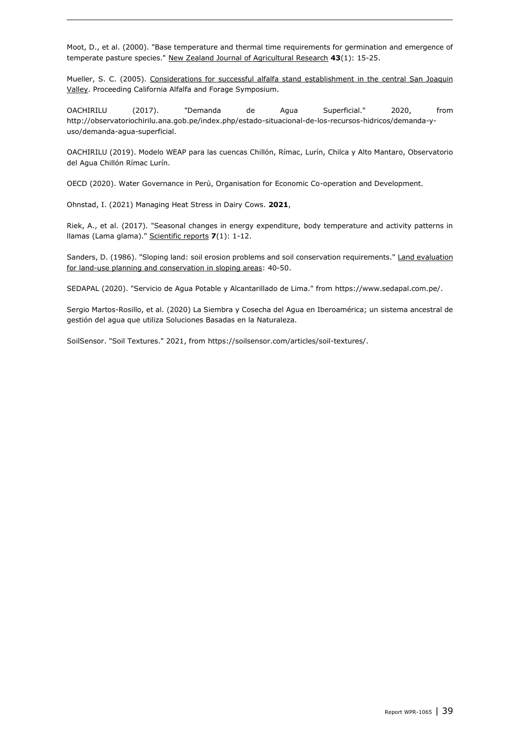Moot, D., et al. (2000). "Base temperature and thermal time requirements for germination and emergence of temperate pasture species." New Zealand Journal of Agricultural Research **43**(1): 15-25.

Mueller, S. C. (2005). Considerations for successful alfalfa stand establishment in the central San Joaquin Valley. Proceeding California Alfalfa and Forage Symposium.

OACHIRILU (2017). "Demanda de Agua Superficial." 2020, from http://observatoriochirilu.ana.gob.pe/index.php/estado-situacional-de-los-recursos-hidricos/demanda-y-uso/demanda-agua-superficial.

OACHIRILU (2019). Modelo WEAP para las cuencas Chillón, Rímac, Lurín, Chilca y Alto Mantaro, Observatorio del Agua Chillón Rímac Lurín.

OECD (2020). Water Governance in Perú, Organisation for Economic Co-operation and Development.

Ohnstad, I. (2021) Managing Heat Stress in Dairy Cows. **2021**,

Riek, A., et al. (2017). "Seasonal changes in energy expenditure, body temperature and activity patterns in llamas (Lama glama)." Scientific reports **7**(1): 1-12.

Sanders, D. (1986). "Sloping land: soil erosion problems and soil conservation requirements." Land evaluation for land-use planning and conservation in sloping areas: 40-50.

SEDAPAL (2020). "Servicio de Agua Potable y Alcantarillado de Lima." from https://www.sedapal.com.pe/.

Sergio Martos-Rosillo, et al. (2020) La Siembra y Cosecha del Agua en Iberoamérica; un sistema ancestral de gestión del agua que utiliza Soluciones Basadas en la Naturaleza.

SoilSensor. "Soil Textures." 2021, from https://soilsensor.com/articles/soil-textures/.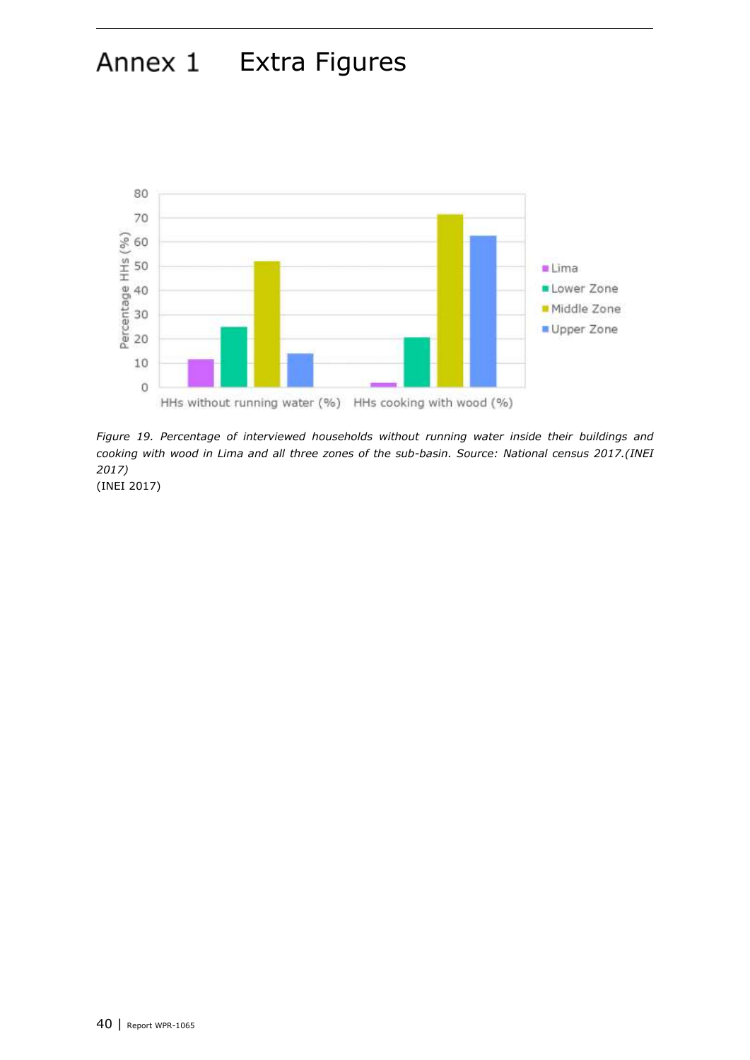# Annex 1 Extra Figures

*Figure 19. Percentage of interviewed households without running water inside their buildings and cooking with wood in Lima and all three zones of the sub-basin. Source: National census 2017.(INEI 2017)*
(INEI 2017)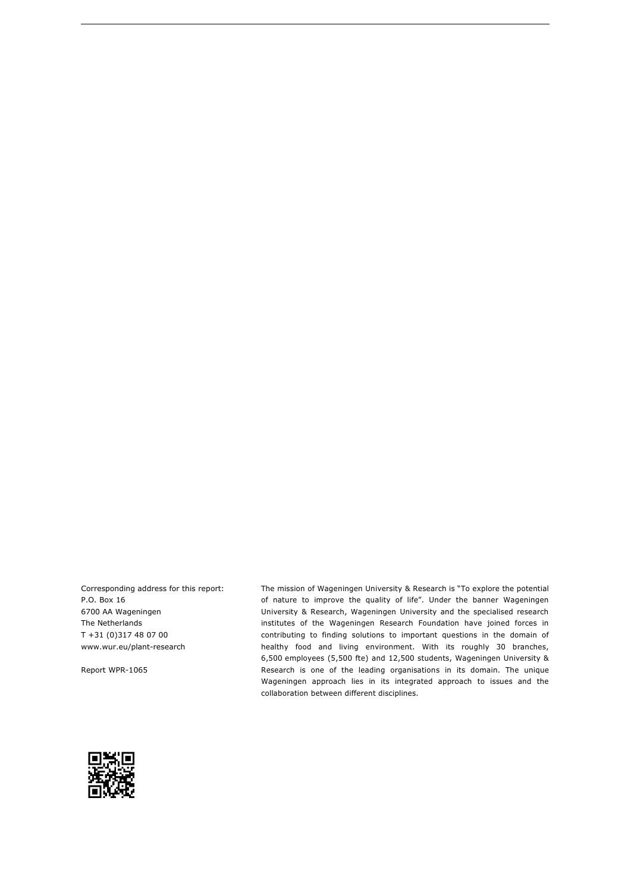Corresponding address for this report:
P.O. Box 16
6700 AA Wageningen
The Netherlands
T +31 (0)317 48 07 00
www.wur.eu/plant-research

Report WPR-1065

The mission of Wageningen University & Research is "To explore the potential of nature to improve the quality of life". Under the banner Wageningen University & Research, Wageningen University and the specialised research institutes of the Wageningen Research Foundation have joined forces in contributing to finding solutions to important questions in the domain of healthy food and living environment. With its roughly 30 branches, 6,500 employees (5,500 fte) and 12,500 students, Wageningen University & Research is one of the leading organisations in its domain. The unique Wageningen approach lies in its integrated approach to issues and the collaboration between different disciplines.